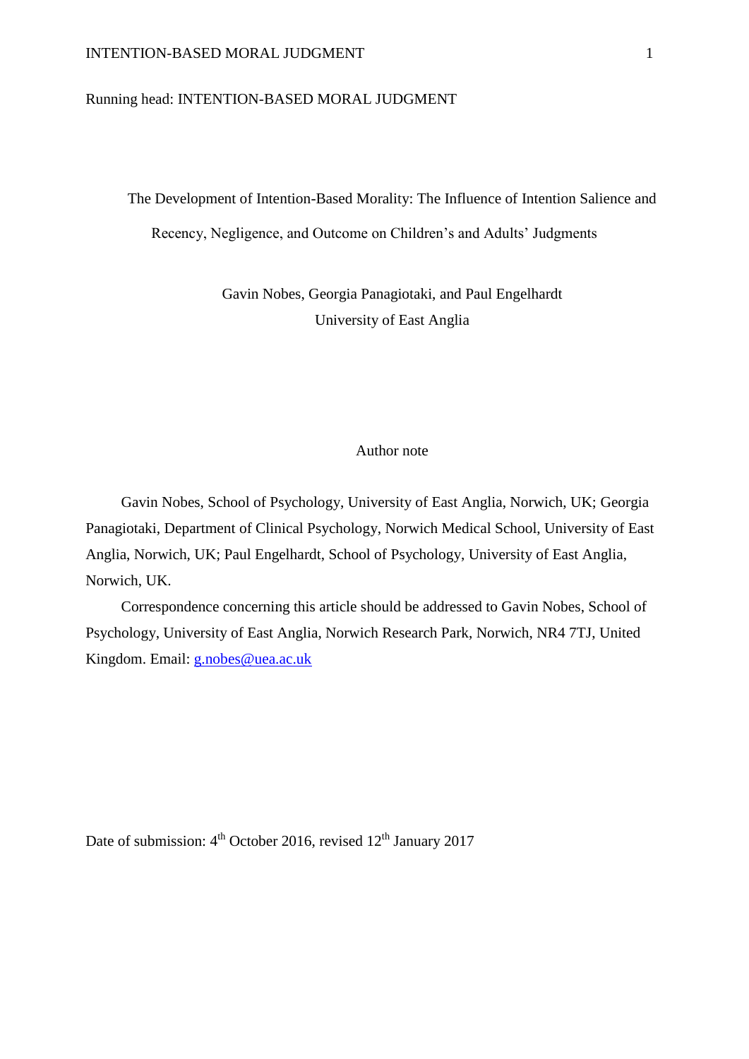Running head: INTENTION-BASED MORAL JUDGMENT

# The Development of Intention-Based Morality: The Influence of Intention Salience and Recency, Negligence, and Outcome on Children's and Adults' Judgments

Gavin Nobes, Georgia Panagiotaki, and Paul Engelhardt

University of East Anglia

## Author note

Gavin Nobes, School of Psychology, University of East Anglia, Norwich, UK; Georgia Panagiotaki, Department of Clinical Psychology, Norwich Medical School, University of East Anglia, Norwich, UK; Paul Engelhardt, School of Psychology, University of East Anglia, Norwich, UK.

Correspondence concerning this article should be addressed to Gavin Nobes, School of Psychology, University of East Anglia, Norwich Research Park, Norwich, NR4 7TJ, United Kingdom. Email: g.nobes@uea.ac.uk

Date of submission: 4th October 2016, revised 12th January 2017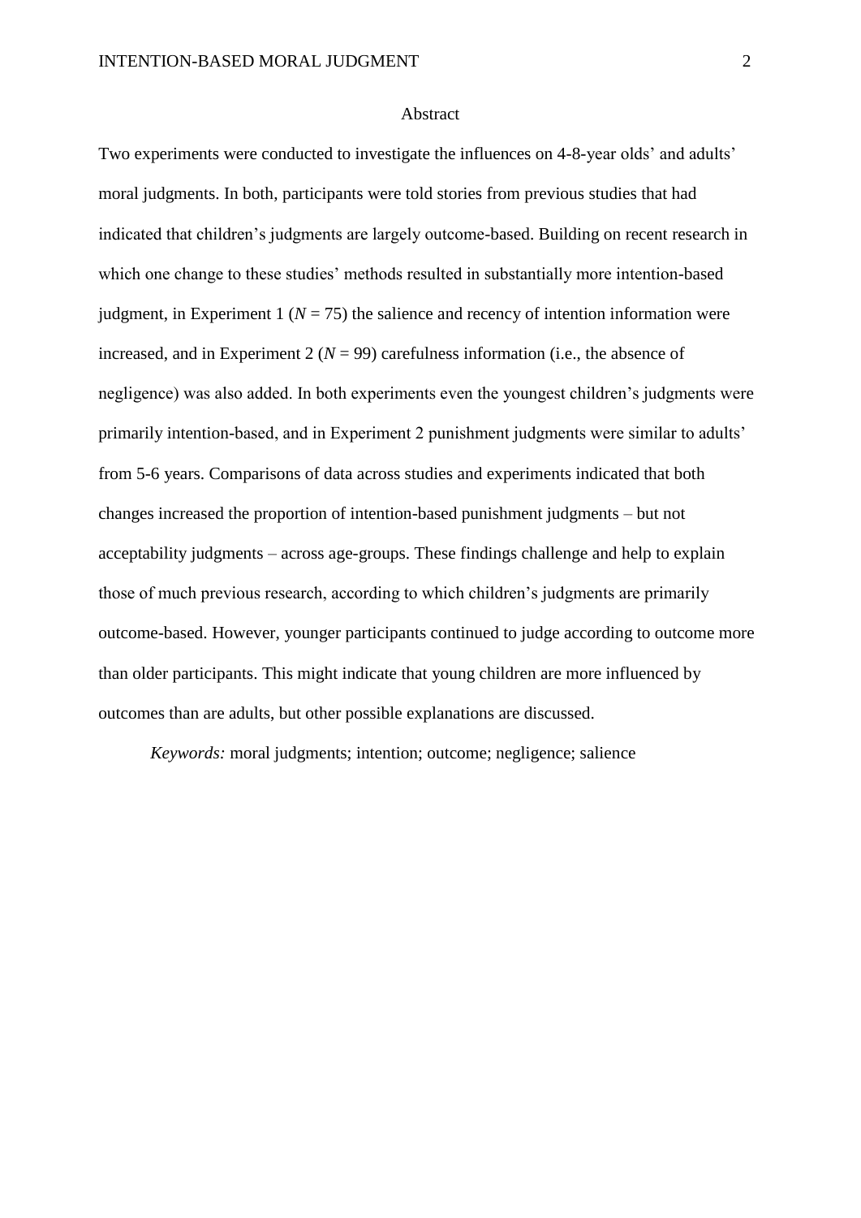## Abstract

Two experiments were conducted to investigate the influences on 4-8-year olds' and adults' moral judgments. In both, participants were told stories from previous studies that had indicated that children's judgments are largely outcome-based. Building on recent research in which one change to these studies' methods resulted in substantially more intention-based judgment, in Experiment 1 ($N = 75$) the salience and recency of intention information were increased, and in Experiment 2 ($N = 99$) carefulness information (i.e., the absence of negligence) was also added. In both experiments even the youngest children's judgments were primarily intention-based, and in Experiment 2 punishment judgments were similar to adults' from 5-6 years. Comparisons of data across studies and experiments indicated that both changes increased the proportion of intention-based punishment judgments – but not acceptability judgments – across age-groups. These findings challenge and help to explain those of much previous research, according to which children's judgments are primarily outcome-based. However, younger participants continued to judge according to outcome more than older participants. This might indicate that young children are more influenced by outcomes than are adults, but other possible explanations are discussed.

*Keywords:* moral judgments; intention; outcome; negligence; salience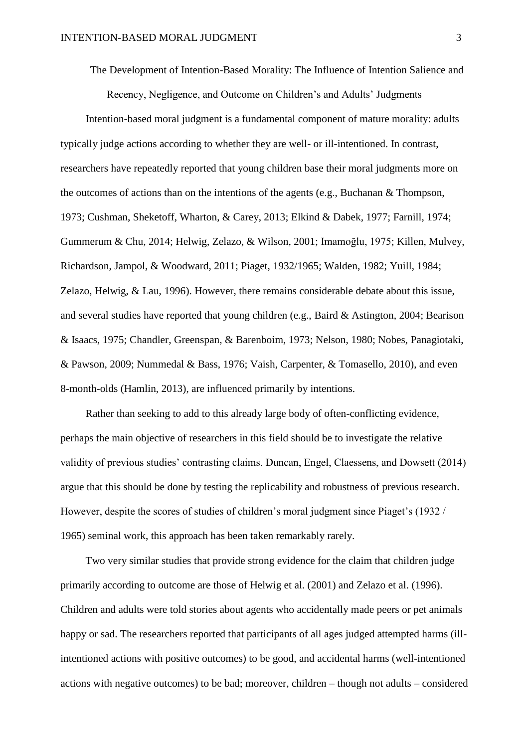# The Development of Intention-Based Morality: The Influence of Intention Salience and Recency, Negligence, and Outcome on Children's and Adults' Judgments

Intention-based moral judgment is a fundamental component of mature morality: adults typically judge actions according to whether they are well- or ill-intentioned. In contrast, researchers have repeatedly reported that young children base their moral judgments more on the outcomes of actions than on the intentions of the agents (e.g., Buchanan & Thompson, 1973; Cushman, Sheketoff, Wharton, & Carey, 2013; Elkind & Dabek, 1977; Farnill, 1974; Gummerum & Chu, 2014; Helwig, Zelazo, & Wilson, 2001; Imamoğlu, 1975; Killen, Mulvey, Richardson, Jampol, & Woodward, 2011; Piaget, 1932/1965; Walden, 1982; Yuill, 1984; Zelazo, Helwig, & Lau, 1996). However, there remains considerable debate about this issue, and several studies have reported that young children (e.g., Baird & Astington, 2004; Bearison & Isaacs, 1975; Chandler, Greenspan, & Barenboim, 1973; Nelson, 1980; Nobes, Panagiotaki, & Pawson, 2009; Nummedal & Bass, 1976; Vaish, Carpenter, & Tomasello, 2010), and even 8-month-olds (Hamlin, 2013), are influenced primarily by intentions.

Rather than seeking to add to this already large body of often-conflicting evidence, perhaps the main objective of researchers in this field should be to investigate the relative validity of previous studies' contrasting claims. Duncan, Engel, Claessens, and Dowsett (2014) argue that this should be done by testing the replicability and robustness of previous research. However, despite the scores of studies of children's moral judgment since Piaget's (1932 / 1965) seminal work, this approach has been taken remarkably rarely.

Two very similar studies that provide strong evidence for the claim that children judge primarily according to outcome are those of Helwig et al. (2001) and Zelazo et al. (1996). Children and adults were told stories about agents who accidentally made peers or pet animals happy or sad. The researchers reported that participants of all ages judged attempted harms (ill-intentioned actions with positive outcomes) to be good, and accidental harms (well-intentioned actions with negative outcomes) to be bad; moreover, children – though not adults – considered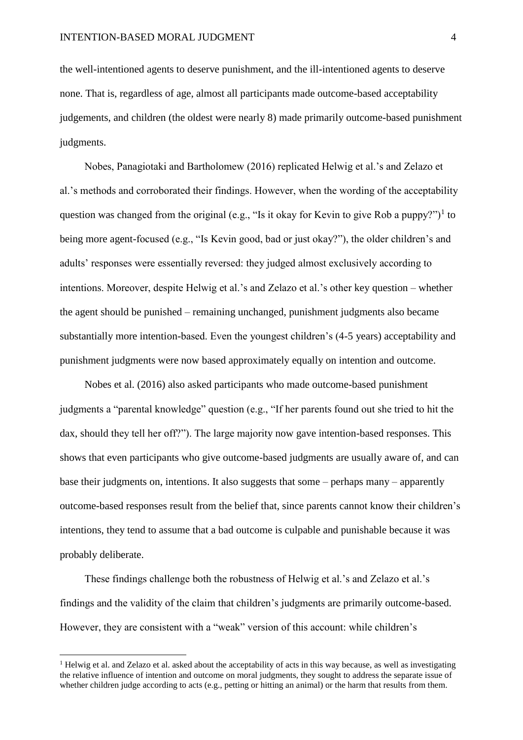the well-intentioned agents to deserve punishment, and the ill-intentioned agents to deserve none. That is, regardless of age, almost all participants made outcome-based acceptability judgements, and children (the oldest were nearly 8) made primarily outcome-based punishment judgments.

Nobes, Panagiotaki and Bartholomew (2016) replicated Helwig et al.'s and Zelazo et al.'s methods and corroborated their findings. However, when the wording of the acceptability question was changed from the original (e.g., "Is it okay for Kevin to give Rob a puppy?")[1] to being more agent-focused (e.g., "Is Kevin good, bad or just okay?"), the older children's and adults' responses were essentially reversed: they judged almost exclusively according to intentions. Moreover, despite Helwig et al.'s and Zelazo et al.'s other key question – whether the agent should be punished – remaining unchanged, punishment judgments also became substantially more intention-based. Even the youngest children's (4-5 years) acceptability and punishment judgments were now based approximately equally on intention and outcome.

Nobes et al. (2016) also asked participants who made outcome-based punishment judgments a "parental knowledge" question (e.g., "If her parents found out she tried to hit the dax, should they tell her off?"). The large majority now gave intention-based responses. This shows that even participants who give outcome-based judgments are usually aware of, and can base their judgments on, intentions. It also suggests that some – perhaps many – apparently outcome-based responses result from the belief that, since parents cannot know their children's intentions, they tend to assume that a bad outcome is culpable and punishable because it was probably deliberate.

These findings challenge both the robustness of Helwig et al.'s and Zelazo et al.'s findings and the validity of the claim that children's judgments are primarily outcome-based. However, they are consistent with a "weak" version of this account: while children's

[1] Helwig et al. and Zelazo et al. asked about the acceptability of acts in this way because, as well as investigating the relative influence of intention and outcome on moral judgments, they sought to address the separate issue of whether children judge according to acts (e.g., petting or hitting an animal) or the harm that results from them.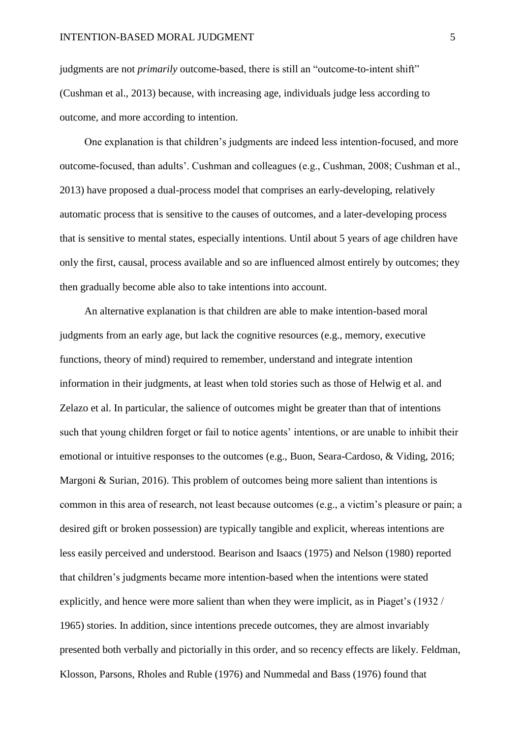judgments are not *primarily* outcome-based, there is still an "outcome-to-intent shift" (Cushman et al., 2013) because, with increasing age, individuals judge less according to outcome, and more according to intention.

One explanation is that children's judgments are indeed less intention-focused, and more outcome-focused, than adults'. Cushman and colleagues (e.g., Cushman, 2008; Cushman et al., 2013) have proposed a dual-process model that comprises an early-developing, relatively automatic process that is sensitive to the causes of outcomes, and a later-developing process that is sensitive to mental states, especially intentions. Until about 5 years of age children have only the first, causal, process available and so are influenced almost entirely by outcomes; they then gradually become able also to take intentions into account.

An alternative explanation is that children are able to make intention-based moral judgments from an early age, but lack the cognitive resources (e.g., memory, executive functions, theory of mind) required to remember, understand and integrate intention information in their judgments, at least when told stories such as those of Helwig et al. and Zelazo et al. In particular, the salience of outcomes might be greater than that of intentions such that young children forget or fail to notice agents' intentions, or are unable to inhibit their emotional or intuitive responses to the outcomes (e.g., Buon, Seara-Cardoso, & Viding, 2016; Margoni & Surian, 2016). This problem of outcomes being more salient than intentions is common in this area of research, not least because outcomes (e.g., a victim's pleasure or pain; a desired gift or broken possession) are typically tangible and explicit, whereas intentions are less easily perceived and understood. Bearison and Isaacs (1975) and Nelson (1980) reported that children's judgments became more intention-based when the intentions were stated explicitly, and hence were more salient than when they were implicit, as in Piaget's (1932 / 1965) stories. In addition, since intentions precede outcomes, they are almost invariably presented both verbally and pictorially in this order, and so recency effects are likely. Feldman, Klosson, Parsons, Rholes and Ruble (1976) and Nummedal and Bass (1976) found that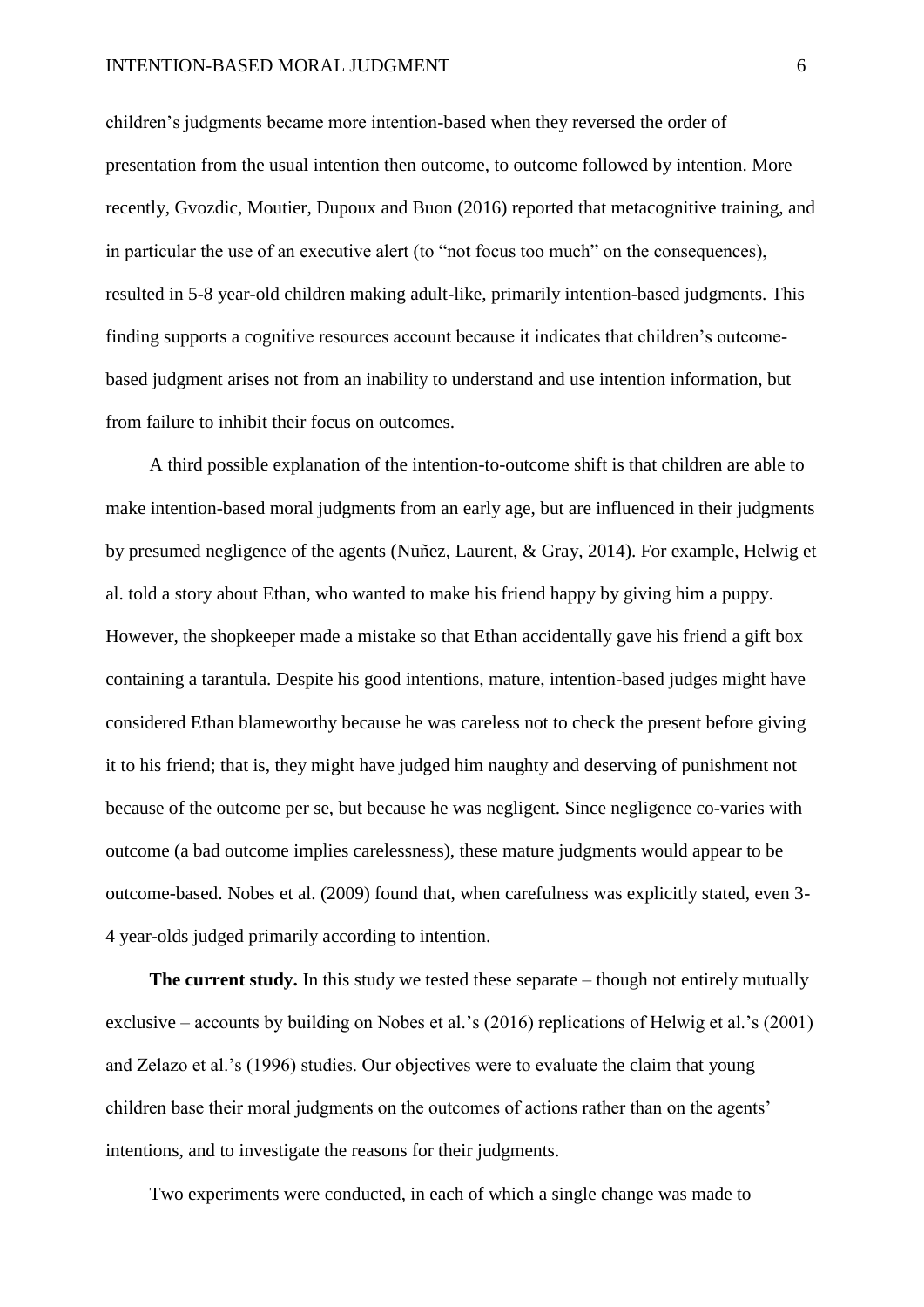children's judgments became more intention-based when they reversed the order of presentation from the usual intention then outcome, to outcome followed by intention. More recently, Gvozdic, Moutier, Dupoux and Buon (2016) reported that metacognitive training, and in particular the use of an executive alert (to "not focus too much" on the consequences), resulted in 5-8 year-old children making adult-like, primarily intention-based judgments. This finding supports a cognitive resources account because it indicates that children's outcome-based judgment arises not from an inability to understand and use intention information, but from failure to inhibit their focus on outcomes.

A third possible explanation of the intention-to-outcome shift is that children are able to make intention-based moral judgments from an early age, but are influenced in their judgments by presumed negligence of the agents (Nuñez, Laurent, & Gray, 2014). For example, Helwig et al. told a story about Ethan, who wanted to make his friend happy by giving him a puppy. However, the shopkeeper made a mistake so that Ethan accidentally gave his friend a gift box containing a tarantula. Despite his good intentions, mature, intention-based judges might have considered Ethan blameworthy because he was careless not to check the present before giving it to his friend; that is, they might have judged him naughty and deserving of punishment not because of the outcome per se, but because he was negligent. Since negligence co-varies with outcome (a bad outcome implies carelessness), these mature judgments would appear to be outcome-based. Nobes et al. (2009) found that, when carefulness was explicitly stated, even 3-4 year-olds judged primarily according to intention.

**The current study.** In this study we tested these separate – though not entirely mutually exclusive – accounts by building on Nobes et al.'s (2016) replications of Helwig et al.'s (2001) and Zelazo et al.'s (1996) studies. Our objectives were to evaluate the claim that young children base their moral judgments on the outcomes of actions rather than on the agents' intentions, and to investigate the reasons for their judgments.

Two experiments were conducted, in each of which a single change was made to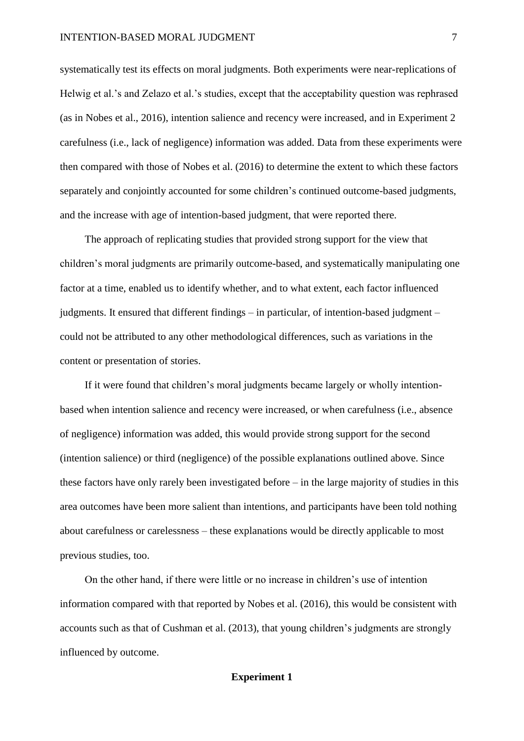systematically test its effects on moral judgments. Both experiments were near-replications of Helwig et al.'s and Zelazo et al.'s studies, except that the acceptability question was rephrased (as in Nobes et al., 2016), intention salience and recency were increased, and in Experiment 2 carefulness (i.e., lack of negligence) information was added. Data from these experiments were then compared with those of Nobes et al. (2016) to determine the extent to which these factors separately and conjointly accounted for some children's continued outcome-based judgments, and the increase with age of intention-based judgment, that were reported there.

The approach of replicating studies that provided strong support for the view that children's moral judgments are primarily outcome-based, and systematically manipulating one factor at a time, enabled us to identify whether, and to what extent, each factor influenced judgments. It ensured that different findings – in particular, of intention-based judgment – could not be attributed to any other methodological differences, such as variations in the content or presentation of stories.

If it were found that children's moral judgments became largely or wholly intention-based when intention salience and recency were increased, or when carefulness (i.e., absence of negligence) information was added, this would provide strong support for the second (intention salience) or third (negligence) of the possible explanations outlined above. Since these factors have only rarely been investigated before – in the large majority of studies in this area outcomes have been more salient than intentions, and participants have been told nothing about carefulness or carelessness – these explanations would be directly applicable to most previous studies, too.

On the other hand, if there were little or no increase in children's use of intention information compared with that reported by Nobes et al. (2016), this would be consistent with accounts such as that of Cushman et al. (2013), that young children's judgments are strongly influenced by outcome.

## Experiment 1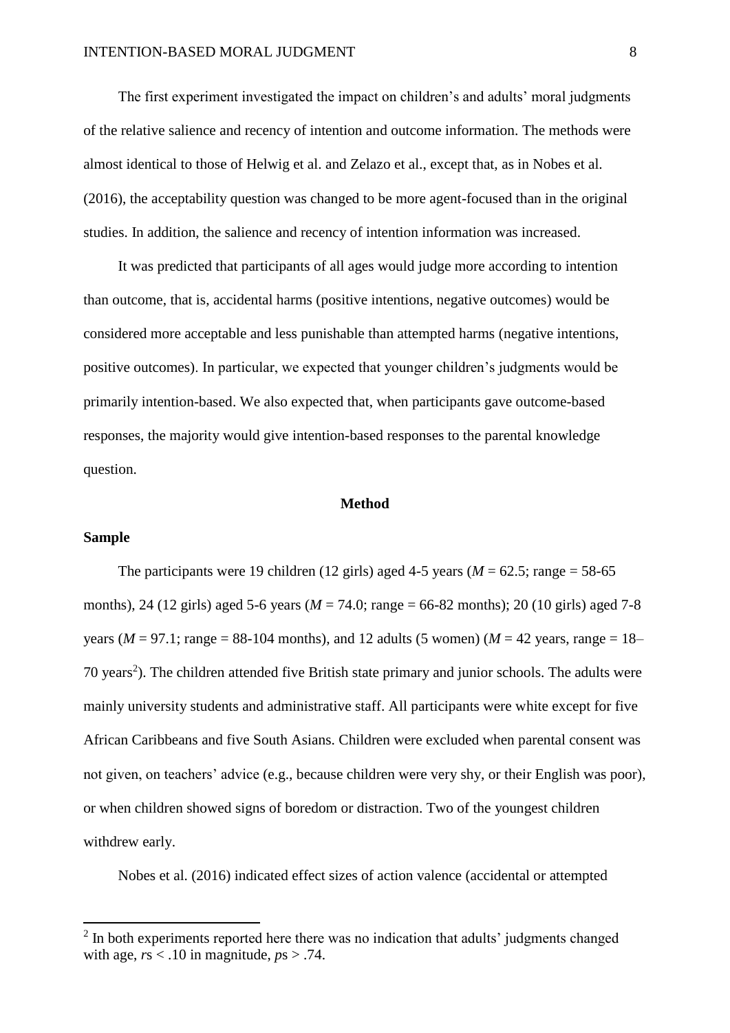The first experiment investigated the impact on children's and adults' moral judgments of the relative salience and recency of intention and outcome information. The methods were almost identical to those of Helwig et al. and Zelazo et al., except that, as in Nobes et al. (2016), the acceptability question was changed to be more agent-focused than in the original studies. In addition, the salience and recency of intention information was increased.

It was predicted that participants of all ages would judge more according to intention than outcome, that is, accidental harms (positive intentions, negative outcomes) would be considered more acceptable and less punishable than attempted harms (negative intentions, positive outcomes). In particular, we expected that younger children's judgments would be primarily intention-based. We also expected that, when participants gave outcome-based responses, the majority would give intention-based responses to the parental knowledge question.

## Method

### Sample

The participants were 19 children (12 girls) aged 4-5 years (*M* = 62.5; range = 58-65 months), 24 (12 girls) aged 5-6 years (*M* = 74.0; range = 66-82 months); 20 (10 girls) aged 7-8 years (*M* = 97.1; range = 88-104 months), and 12 adults (5 women) (*M* = 42 years, range = 18–70 years[2]). The children attended five British state primary and junior schools. The adults were mainly university students and administrative staff. All participants were white except for five African Caribbeans and five South Asians. Children were excluded when parental consent was not given, on teachers' advice (e.g., because children were very shy, or their English was poor), or when children showed signs of boredom or distraction. Two of the youngest children withdrew early.

Nobes et al. (2016) indicated effect sizes of action valence (accidental or attempted

[2] In both experiments reported here there was no indication that adults' judgments changed with age, $r$s < .10 in magnitude, $p$s > .74.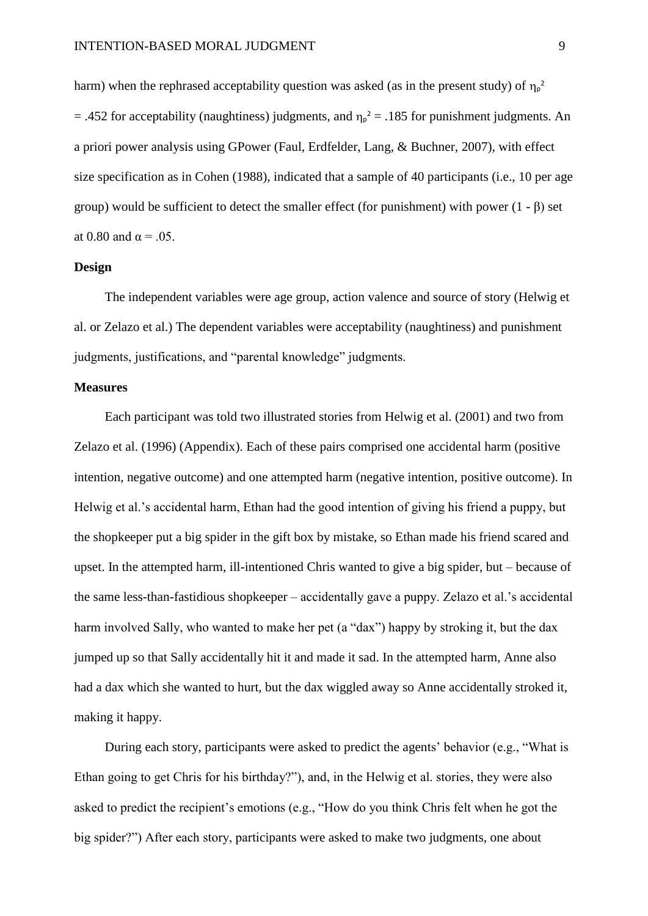harm) when the rephrased acceptability question was asked (as in the present study) of $\eta_p^2 = .452$ for acceptability (naughtiness) judgments, and $\eta_p^2 = .185$ for punishment judgments. An a priori power analysis using GPower (Faul, Erdfelder, Lang, & Buchner, 2007), with effect size specification as in Cohen (1988), indicated that a sample of 40 participants (i.e., 10 per age group) would be sufficient to detect the smaller effect (for punishment) with power ($1 - \beta$) set at 0.80 and $\alpha = .05$.

### Design

The independent variables were age group, action valence and source of story (Helwig et al. or Zelazo et al.) The dependent variables were acceptability (naughtiness) and punishment judgments, justifications, and "parental knowledge" judgments.

### Measures

Each participant was told two illustrated stories from Helwig et al. (2001) and two from Zelazo et al. (1996) (Appendix). Each of these pairs comprised one accidental harm (positive intention, negative outcome) and one attempted harm (negative intention, positive outcome). In Helwig et al.'s accidental harm, Ethan had the good intention of giving his friend a puppy, but the shopkeeper put a big spider in the gift box by mistake, so Ethan made his friend scared and upset. In the attempted harm, ill-intentioned Chris wanted to give a big spider, but – because of the same less-than-fastidious shopkeeper – accidentally gave a puppy. Zelazo et al.'s accidental harm involved Sally, who wanted to make her pet (a "dax") happy by stroking it, but the dax jumped up so that Sally accidentally hit it and made it sad. In the attempted harm, Anne also had a dax which she wanted to hurt, but the dax wiggled away so Anne accidentally stroked it, making it happy.

During each story, participants were asked to predict the agents' behavior (e.g., "What is Ethan going to get Chris for his birthday?"), and, in the Helwig et al. stories, they were also asked to predict the recipient's emotions (e.g., "How do you think Chris felt when he got the big spider?") After each story, participants were asked to make two judgments, one about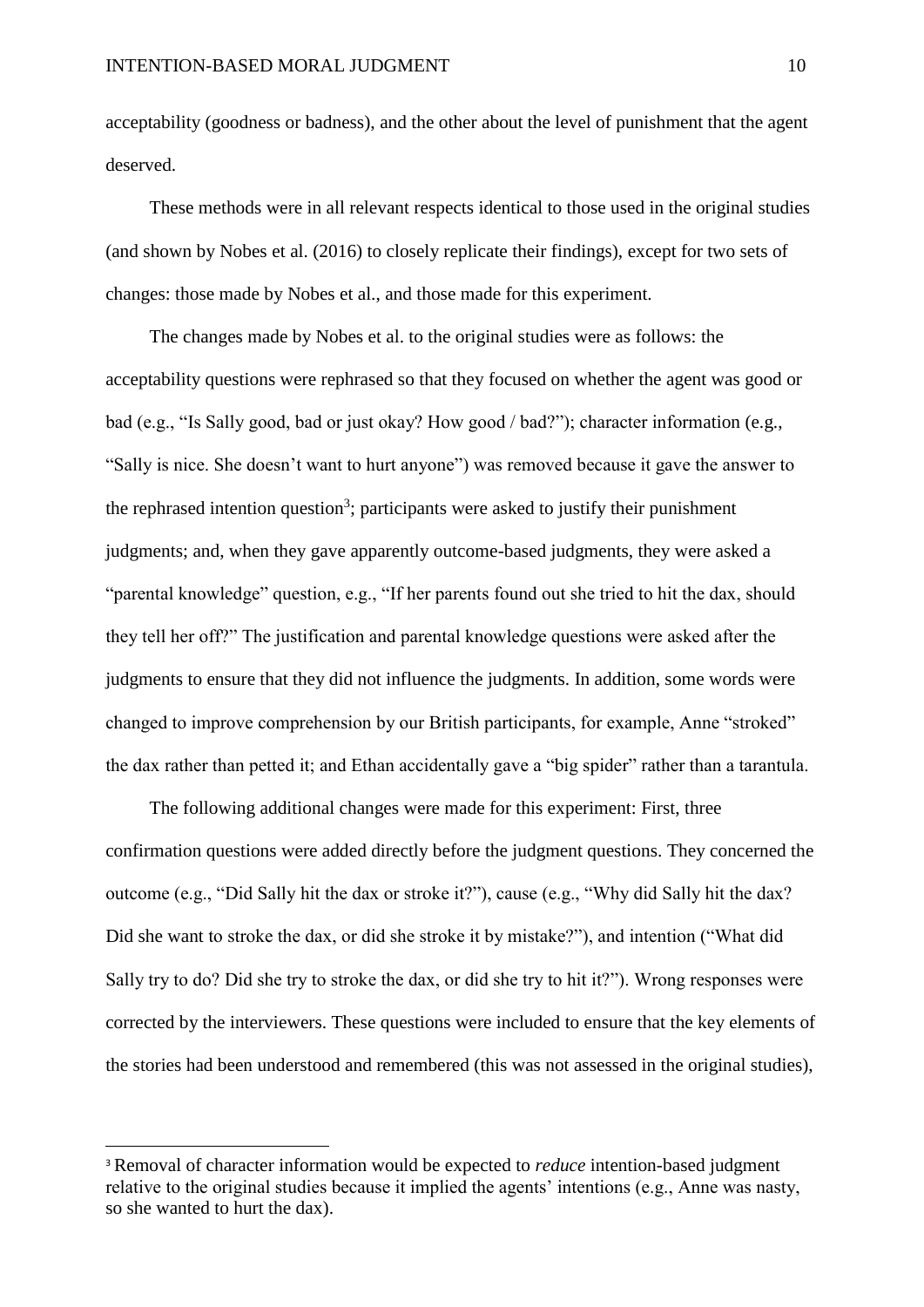acceptability (goodness or badness), and the other about the level of punishment that the agent deserved.

These methods were in all relevant respects identical to those used in the original studies (and shown by Nobes et al. (2016) to closely replicate their findings), except for two sets of changes: those made by Nobes et al., and those made for this experiment.

The changes made by Nobes et al. to the original studies were as follows: the acceptability questions were rephrased so that they focused on whether the agent was good or bad (e.g., "Is Sally good, bad or just okay? How good / bad?"); character information (e.g., "Sally is nice. She doesn't want to hurt anyone") was removed because it gave the answer to the rephrased intention question[3]; participants were asked to justify their punishment judgments; and, when they gave apparently outcome-based judgments, they were asked a "parental knowledge" question, e.g., "If her parents found out she tried to hit the dax, should they tell her off?" The justification and parental knowledge questions were asked after the judgments to ensure that they did not influence the judgments. In addition, some words were changed to improve comprehension by our British participants, for example, Anne "stroked" the dax rather than petted it; and Ethan accidentally gave a "big spider" rather than a tarantula.

The following additional changes were made for this experiment: First, three confirmation questions were added directly before the judgment questions. They concerned the outcome (e.g., "Did Sally hit the dax or stroke it?"), cause (e.g., "Why did Sally hit the dax? Did she want to stroke the dax, or did she stroke it by mistake?"), and intention ("What did Sally try to do? Did she try to stroke the dax, or did she try to hit it?"). Wrong responses were corrected by the interviewers. These questions were included to ensure that the key elements of the stories had been understood and remembered (this was not assessed in the original studies),

[3] Removal of character information would be expected to *reduce* intention-based judgment relative to the original studies because it implied the agents' intentions (e.g., Anne was nasty, so she wanted to hurt the dax).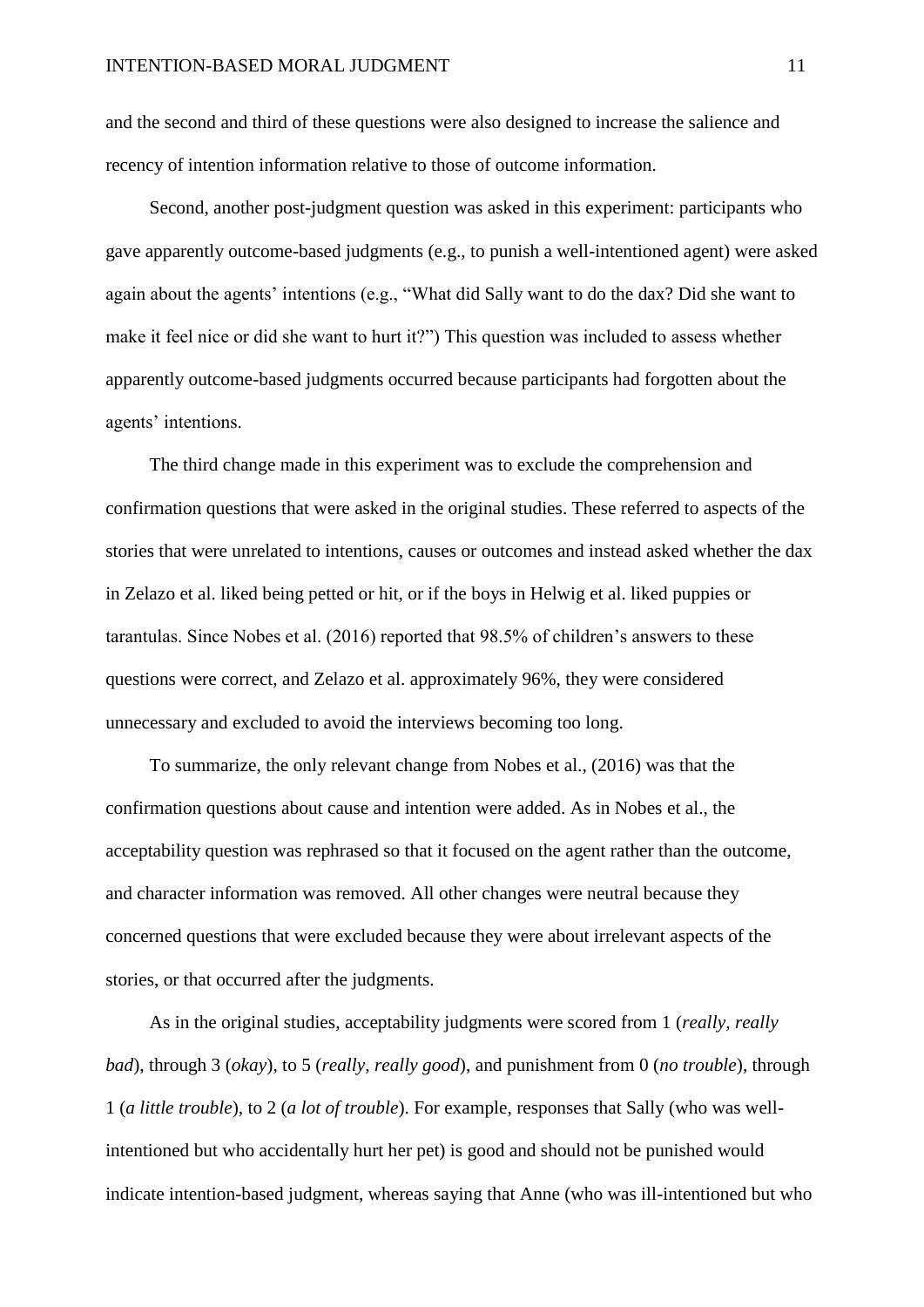and the second and third of these questions were also designed to increase the salience and recency of intention information relative to those of outcome information.

Second, another post-judgment question was asked in this experiment: participants who gave apparently outcome-based judgments (e.g., to punish a well-intentioned agent) were asked again about the agents' intentions (e.g., "What did Sally want to do the dax? Did she want to make it feel nice or did she want to hurt it?") This question was included to assess whether apparently outcome-based judgments occurred because participants had forgotten about the agents' intentions.

The third change made in this experiment was to exclude the comprehension and confirmation questions that were asked in the original studies. These referred to aspects of the stories that were unrelated to intentions, causes or outcomes and instead asked whether the dax in Zelazo et al. liked being petted or hit, or if the boys in Helwig et al. liked puppies or tarantulas. Since Nobes et al. (2016) reported that 98.5% of children's answers to these questions were correct, and Zelazo et al. approximately 96%, they were considered unnecessary and excluded to avoid the interviews becoming too long.

To summarize, the only relevant change from Nobes et al., (2016) was that the confirmation questions about cause and intention were added. As in Nobes et al., the acceptability question was rephrased so that it focused on the agent rather than the outcome, and character information was removed. All other changes were neutral because they concerned questions that were excluded because they were about irrelevant aspects of the stories, or that occurred after the judgments.

As in the original studies, acceptability judgments were scored from 1 (*really, really bad*), through 3 (*okay*), to 5 (*really, really good*), and punishment from 0 (*no trouble*), through 1 (*a little trouble*), to 2 (*a lot of trouble*). For example, responses that Sally (who was well-intentioned but who accidentally hurt her pet) is good and should not be punished would indicate intention-based judgment, whereas saying that Anne (who was ill-intentioned but who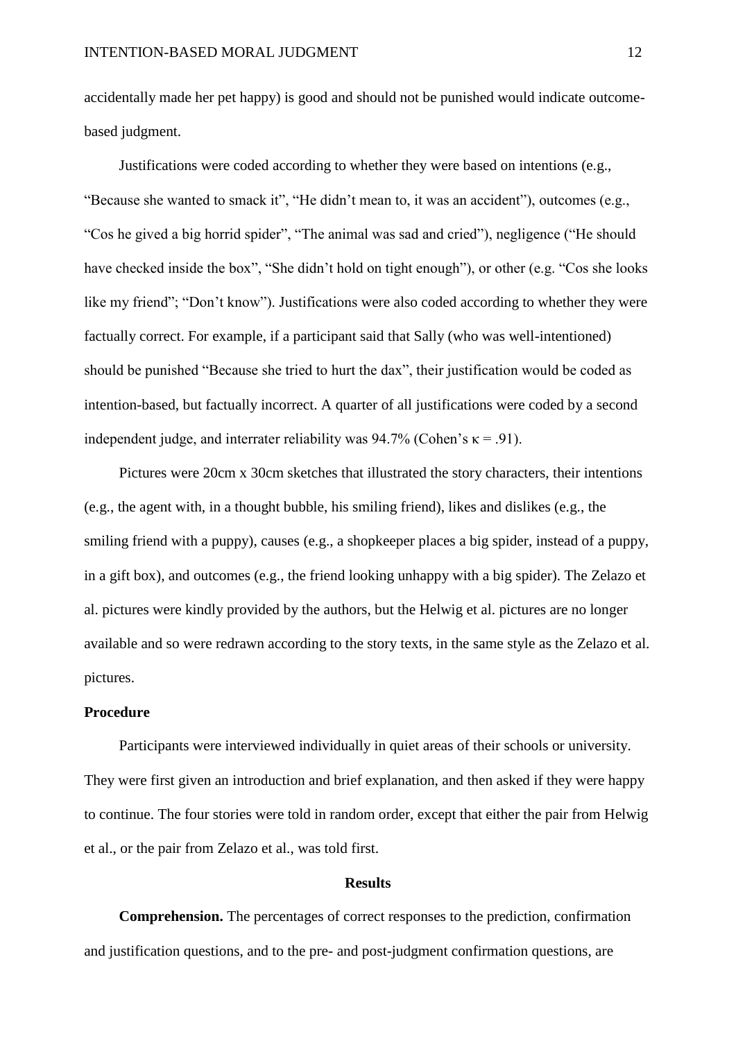accidentally made her pet happy) is good and should not be punished would indicate outcome-based judgment.

Justifications were coded according to whether they were based on intentions (e.g., "Because she wanted to smack it", "He didn't mean to, it was an accident"), outcomes (e.g., "Cos he gived a big horrid spider", "The animal was sad and cried"), negligence ("He should have checked inside the box", "She didn't hold on tight enough"), or other (e.g. "Cos she looks like my friend"; "Don't know"). Justifications were also coded according to whether they were factually correct. For example, if a participant said that Sally (who was well-intentioned) should be punished "Because she tried to hurt the dax", their justification would be coded as intention-based, but factually incorrect. A quarter of all justifications were coded by a second independent judge, and interrater reliability was 94.7% (Cohen's $\kappa = .91$).

Pictures were 20cm x 30cm sketches that illustrated the story characters, their intentions (e.g., the agent with, in a thought bubble, his smiling friend), likes and dislikes (e.g., the smiling friend with a puppy), causes (e.g., a shopkeeper places a big spider, instead of a puppy, in a gift box), and outcomes (e.g., the friend looking unhappy with a big spider). The Zelazo et al. pictures were kindly provided by the authors, but the Helwig et al. pictures are no longer available and so were redrawn according to the story texts, in the same style as the Zelazo et al. pictures.

**Procedure**

Participants were interviewed individually in quiet areas of their schools or university. They were first given an introduction and brief explanation, and then asked if they were happy to continue. The four stories were told in random order, except that either the pair from Helwig et al., or the pair from Zelazo et al., was told first.

## Results

**Comprehension.** The percentages of correct responses to the prediction, confirmation and justification questions, and to the pre- and post-judgment confirmation questions, are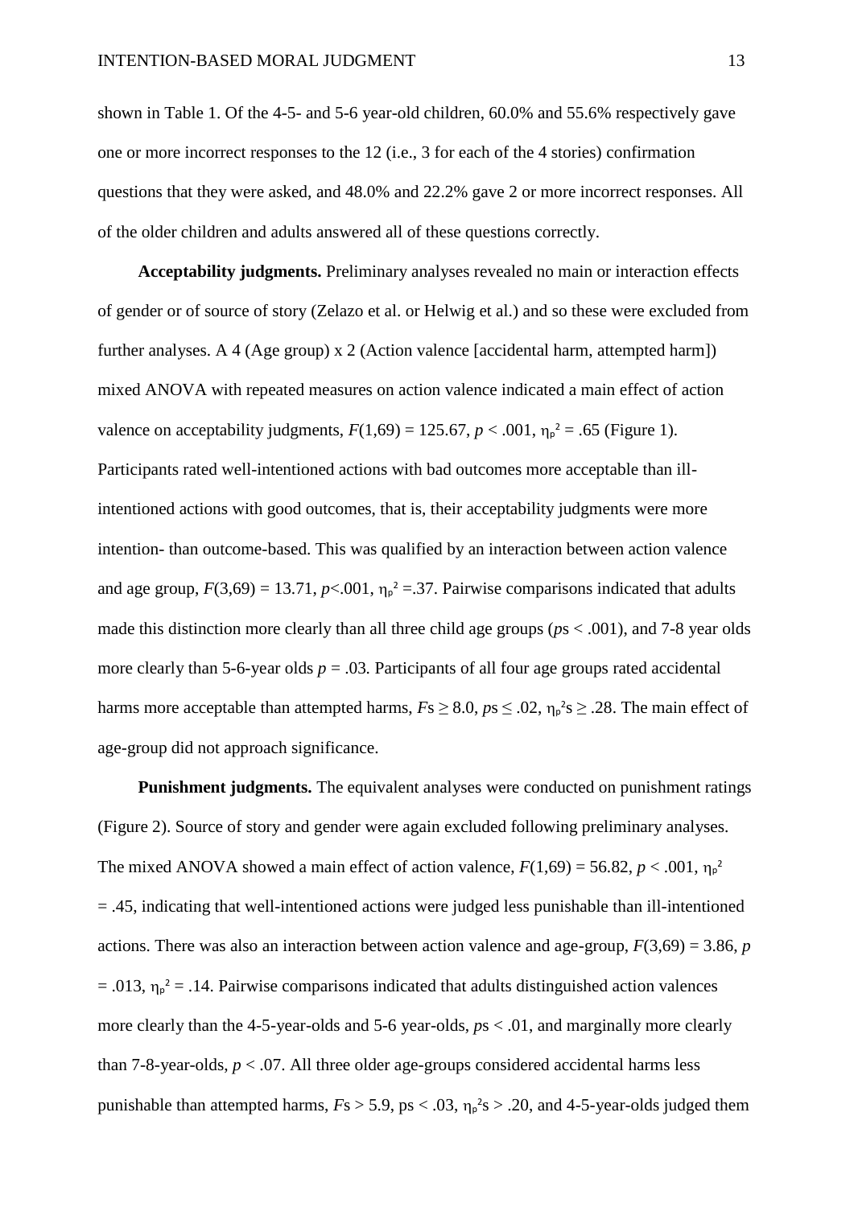shown in Table 1. Of the 4-5- and 5-6 year-old children, 60.0% and 55.6% respectively gave one or more incorrect responses to the 12 (i.e., 3 for each of the 4 stories) confirmation questions that they were asked, and 48.0% and 22.2% gave 2 or more incorrect responses. All of the older children and adults answered all of these questions correctly.

**Acceptability judgments.** Preliminary analyses revealed no main or interaction effects of gender or of source of story (Zelazo et al. or Helwig et al.) and so these were excluded from further analyses. A 4 (Age group) x 2 (Action valence [accidental harm, attempted harm]) mixed ANOVA with repeated measures on action valence indicated a main effect of action valence on acceptability judgments, $F(1,69) = 125.67$, $p < .001$, $\eta_p^2 = .65$ (Figure 1). Participants rated well-intentioned actions with bad outcomes more acceptable than ill-intentioned actions with good outcomes, that is, their acceptability judgments were more intention- than outcome-based. This was qualified by an interaction between action valence and age group, $F(3,69) = 13.71$, $p<.001$, $\eta_p^2 = .37$. Pairwise comparisons indicated that adults made this distinction more clearly than all three child age groups ($p$s < .001), and 7-8 year olds more clearly than 5-6-year olds $p = .03$. Participants of all four age groups rated accidental harms more acceptable than attempted harms, $F$s $\geq 8.0$, $p$s $\leq .02$, $\eta_p^2$s $\geq .28$. The main effect of age-group did not approach significance.

**Punishment judgments.** The equivalent analyses were conducted on punishment ratings (Figure 2). Source of story and gender were again excluded following preliminary analyses. The mixed ANOVA showed a main effect of action valence, $F(1,69) = 56.82$, $p < .001$, $\eta_p^2 = .45$, indicating that well-intentioned actions were judged less punishable than ill-intentioned actions. There was also an interaction between action valence and age-group, $F(3,69) = 3.86$, $p = .013$, $\eta_p^2 = .14$. Pairwise comparisons indicated that adults distinguished action valences more clearly than the 4-5-year-olds and 5-6 year-olds, $p$s < .01, and marginally more clearly than 7-8-year-olds, $p < .07$. All three older age-groups considered accidental harms less punishable than attempted harms, $F$s > 5.9, ps < .03, $\eta_p^2$s > .20, and 4-5-year-olds judged them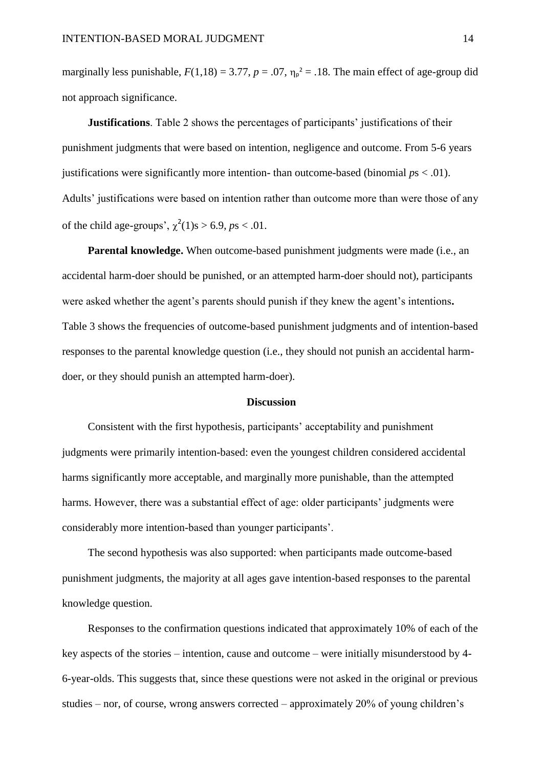marginally less punishable, $F(1,18) = 3.77$, $p = .07$, $\eta_p^2 = .18$. The main effect of age-group did not approach significance.

**Justifications**. Table 2 shows the percentages of participants' justifications of their punishment judgments that were based on intention, negligence and outcome. From 5-6 years justifications were significantly more intention- than outcome-based (binomial $p$s $< .01$). Adults' justifications were based on intention rather than outcome more than were those of any of the child age-groups', $\chi^2(1)$s $> 6.9$, $p$s $< .01$.

**Parental knowledge.** When outcome-based punishment judgments were made (i.e., an accidental harm-doer should be punished, or an attempted harm-doer should not), participants were asked whether the agent's parents should punish if they knew the agent's intentions**.** Table 3 shows the frequencies of outcome-based punishment judgments and of intention-based responses to the parental knowledge question (i.e., they should not punish an accidental harm-doer, or they should punish an attempted harm-doer).

## Discussion

Consistent with the first hypothesis, participants' acceptability and punishment judgments were primarily intention-based: even the youngest children considered accidental harms significantly more acceptable, and marginally more punishable, than the attempted harms. However, there was a substantial effect of age: older participants' judgments were considerably more intention-based than younger participants'.

The second hypothesis was also supported: when participants made outcome-based punishment judgments, the majority at all ages gave intention-based responses to the parental knowledge question.

Responses to the confirmation questions indicated that approximately 10% of each of the key aspects of the stories – intention, cause and outcome – were initially misunderstood by 4-6-year-olds. This suggests that, since these questions were not asked in the original or previous studies – nor, of course, wrong answers corrected – approximately 20% of young children's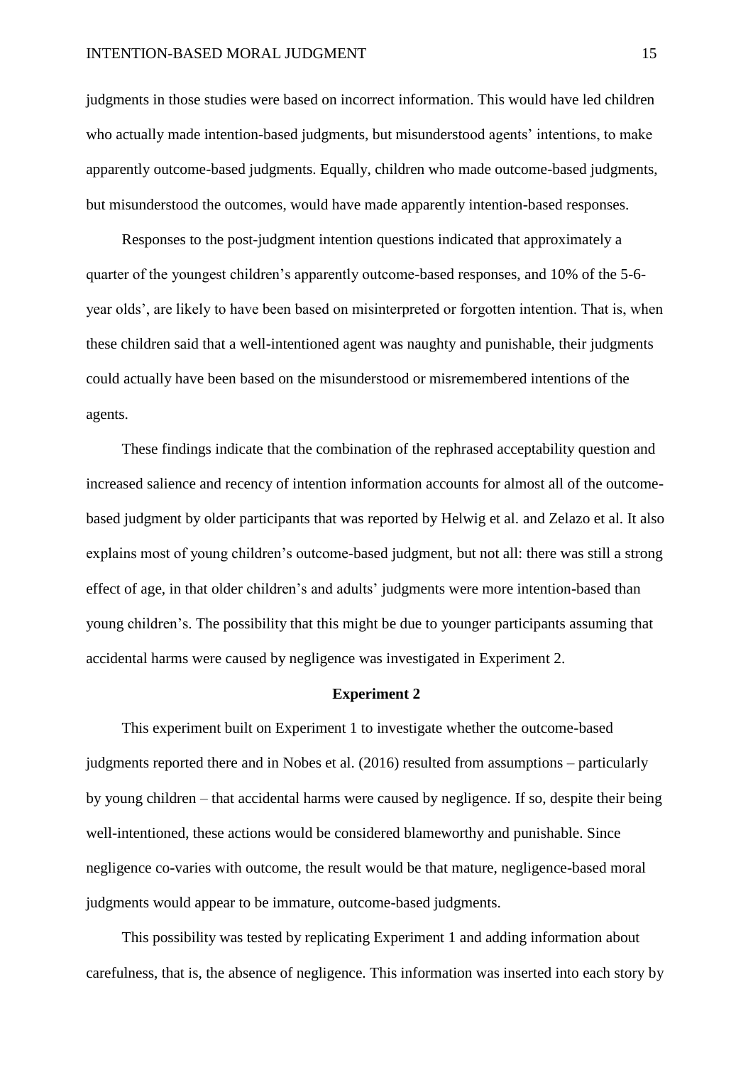judgments in those studies were based on incorrect information. This would have led children who actually made intention-based judgments, but misunderstood agents' intentions, to make apparently outcome-based judgments. Equally, children who made outcome-based judgments, but misunderstood the outcomes, would have made apparently intention-based responses.

Responses to the post-judgment intention questions indicated that approximately a quarter of the youngest children's apparently outcome-based responses, and 10% of the 5-6-year olds', are likely to have been based on misinterpreted or forgotten intention. That is, when these children said that a well-intentioned agent was naughty and punishable, their judgments could actually have been based on the misunderstood or misremembered intentions of the agents.

These findings indicate that the combination of the rephrased acceptability question and increased salience and recency of intention information accounts for almost all of the outcome-based judgment by older participants that was reported by Helwig et al. and Zelazo et al. It also explains most of young children's outcome-based judgment, but not all: there was still a strong effect of age, in that older children's and adults' judgments were more intention-based than young children's. The possibility that this might be due to younger participants assuming that accidental harms were caused by negligence was investigated in Experiment 2.

## Experiment 2

This experiment built on Experiment 1 to investigate whether the outcome-based judgments reported there and in Nobes et al. (2016) resulted from assumptions – particularly by young children – that accidental harms were caused by negligence. If so, despite their being well-intentioned, these actions would be considered blameworthy and punishable. Since negligence co-varies with outcome, the result would be that mature, negligence-based moral judgments would appear to be immature, outcome-based judgments.

This possibility was tested by replicating Experiment 1 and adding information about carefulness, that is, the absence of negligence. This information was inserted into each story by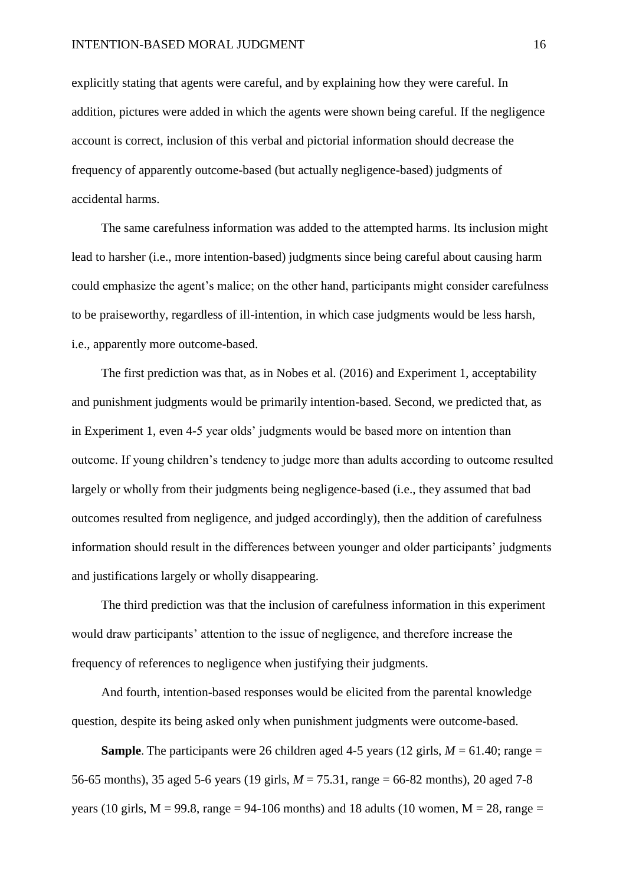explicitly stating that agents were careful, and by explaining how they were careful. In addition, pictures were added in which the agents were shown being careful. If the negligence account is correct, inclusion of this verbal and pictorial information should decrease the frequency of apparently outcome-based (but actually negligence-based) judgments of accidental harms.

The same carefulness information was added to the attempted harms. Its inclusion might lead to harsher (i.e., more intention-based) judgments since being careful about causing harm could emphasize the agent's malice; on the other hand, participants might consider carefulness to be praiseworthy, regardless of ill-intention, in which case judgments would be less harsh, i.e., apparently more outcome-based.

The first prediction was that, as in Nobes et al. (2016) and Experiment 1, acceptability and punishment judgments would be primarily intention-based. Second, we predicted that, as in Experiment 1, even 4-5 year olds' judgments would be based more on intention than outcome. If young children's tendency to judge more than adults according to outcome resulted largely or wholly from their judgments being negligence-based (i.e., they assumed that bad outcomes resulted from negligence, and judged accordingly), then the addition of carefulness information should result in the differences between younger and older participants' judgments and justifications largely or wholly disappearing.

The third prediction was that the inclusion of carefulness information in this experiment would draw participants' attention to the issue of negligence, and therefore increase the frequency of references to negligence when justifying their judgments.

And fourth, intention-based responses would be elicited from the parental knowledge question, despite its being asked only when punishment judgments were outcome-based.

**Sample**. The participants were 26 children aged 4-5 years (12 girls, $M$ = 61.40; range = 56-65 months), 35 aged 5-6 years (19 girls, $M$ = 75.31, range = 66-82 months), 20 aged 7-8 years (10 girls, M = 99.8, range = 94-106 months) and 18 adults (10 women, M = 28, range =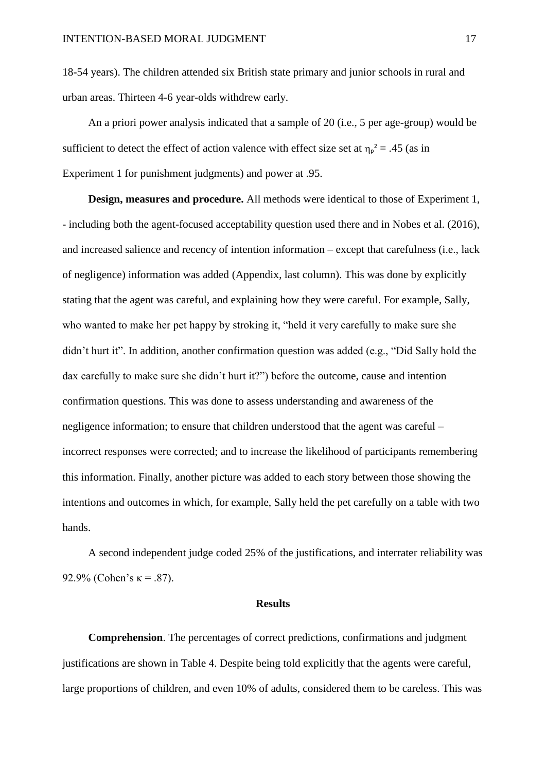18-54 years). The children attended six British state primary and junior schools in rural and urban areas. Thirteen 4-6 year-olds withdrew early.

An a priori power analysis indicated that a sample of 20 (i.e., 5 per age-group) would be sufficient to detect the effect of action valence with effect size set at $\eta_p^2 = .45$ (as in Experiment 1 for punishment judgments) and power at .95.

**Design, measures and procedure.** All methods were identical to those of Experiment 1, - including both the agent-focused acceptability question used there and in Nobes et al. (2016), and increased salience and recency of intention information – except that carefulness (i.e., lack of negligence) information was added (Appendix, last column). This was done by explicitly stating that the agent was careful, and explaining how they were careful. For example, Sally, who wanted to make her pet happy by stroking it, "held it very carefully to make sure she didn't hurt it". In addition, another confirmation question was added (e.g., "Did Sally hold the dax carefully to make sure she didn't hurt it?") before the outcome, cause and intention confirmation questions. This was done to assess understanding and awareness of the negligence information; to ensure that children understood that the agent was careful – incorrect responses were corrected; and to increase the likelihood of participants remembering this information. Finally, another picture was added to each story between those showing the intentions and outcomes in which, for example, Sally held the pet carefully on a table with two hands.

A second independent judge coded 25% of the justifications, and interrater reliability was 92.9% (Cohen's $\kappa = .87$).

## Results

**Comprehension**. The percentages of correct predictions, confirmations and judgment justifications are shown in Table 4. Despite being told explicitly that the agents were careful, large proportions of children, and even 10% of adults, considered them to be careless. This was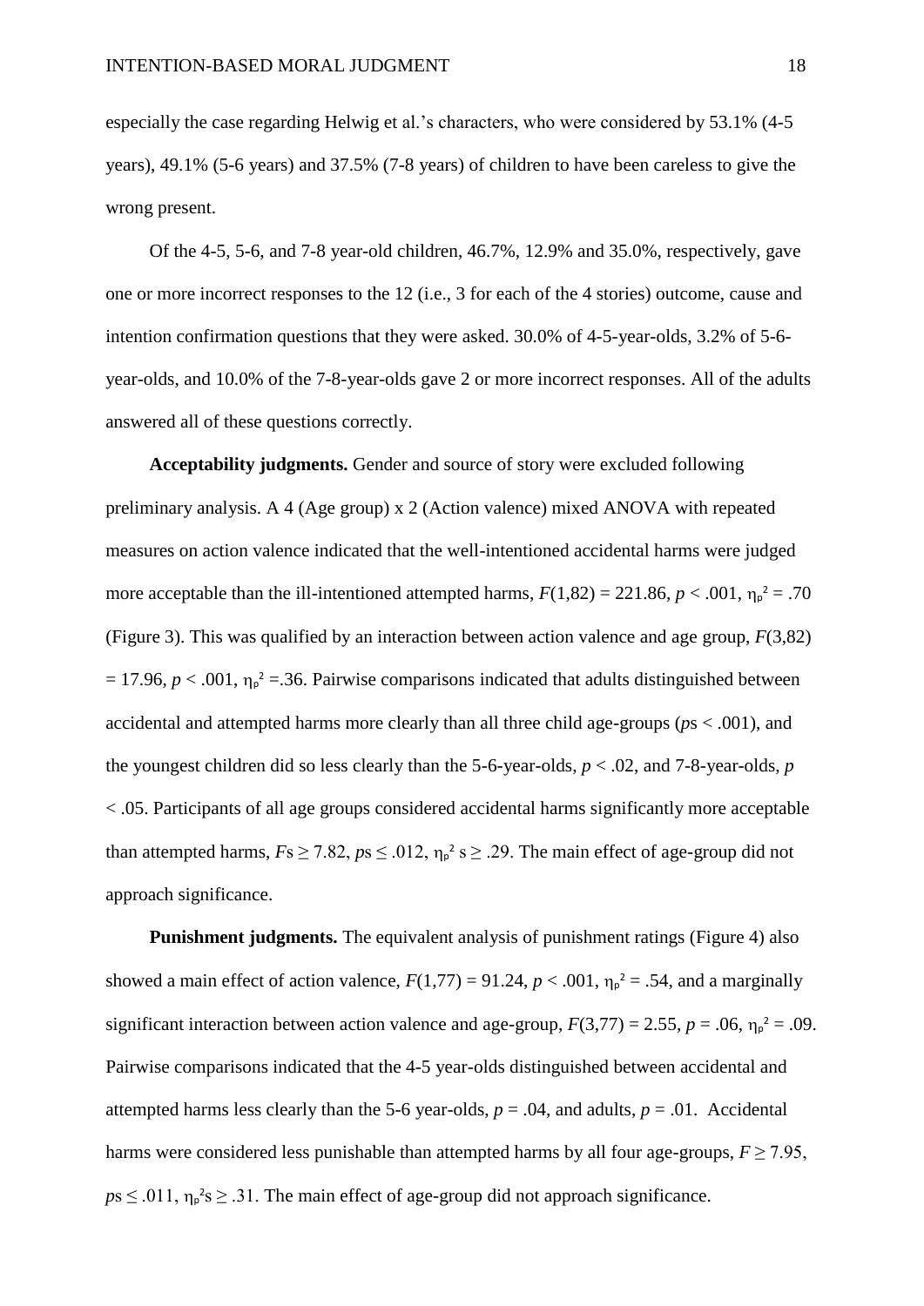especially the case regarding Helwig et al.'s characters, who were considered by 53.1% (4-5 years), 49.1% (5-6 years) and 37.5% (7-8 years) of children to have been careless to give the wrong present.

Of the 4-5, 5-6, and 7-8 year-old children, 46.7%, 12.9% and 35.0%, respectively, gave one or more incorrect responses to the 12 (i.e., 3 for each of the 4 stories) outcome, cause and intention confirmation questions that they were asked. 30.0% of 4-5-year-olds, 3.2% of 5-6-year-olds, and 10.0% of the 7-8-year-olds gave 2 or more incorrect responses. All of the adults answered all of these questions correctly.

**Acceptability judgments.** Gender and source of story were excluded following preliminary analysis. A 4 (Age group) x 2 (Action valence) mixed ANOVA with repeated measures on action valence indicated that the well-intentioned accidental harms were judged more acceptable than the ill-intentioned attempted harms, $F(1,82) = 221.86$, $p < .001$, $\eta_p^2 = .70$ (Figure 3). This was qualified by an interaction between action valence and age group, $F(3,82) = 17.96$, $p < .001$, $\eta_p^2 = .36$. Pairwise comparisons indicated that adults distinguished between accidental and attempted harms more clearly than all three child age-groups ($p$s < .001), and the youngest children did so less clearly than the 5-6-year-olds, $p < .02$, and 7-8-year-olds, $p < .05$. Participants of all age groups considered accidental harms significantly more acceptable than attempted harms, $F$s $\geq 7.82$, $p$s $\leq .012$, $\eta_p^2$ s $\geq .29$. The main effect of age-group did not approach significance.

**Punishment judgments.** The equivalent analysis of punishment ratings (Figure 4) also showed a main effect of action valence, $F(1,77) = 91.24$, $p < .001$, $\eta_p^2 = .54$, and a marginally significant interaction between action valence and age-group, $F(3,77) = 2.55$, $p = .06$, $\eta_p^2 = .09$. Pairwise comparisons indicated that the 4-5 year-olds distinguished between accidental and attempted harms less clearly than the 5-6 year-olds, $p = .04$, and adults, $p = .01$. Accidental harms were considered less punishable than attempted harms by all four age-groups, $F \geq 7.95$, $p$s $\leq .011$, $\eta_p^2$s $\geq .31$. The main effect of age-group did not approach significance.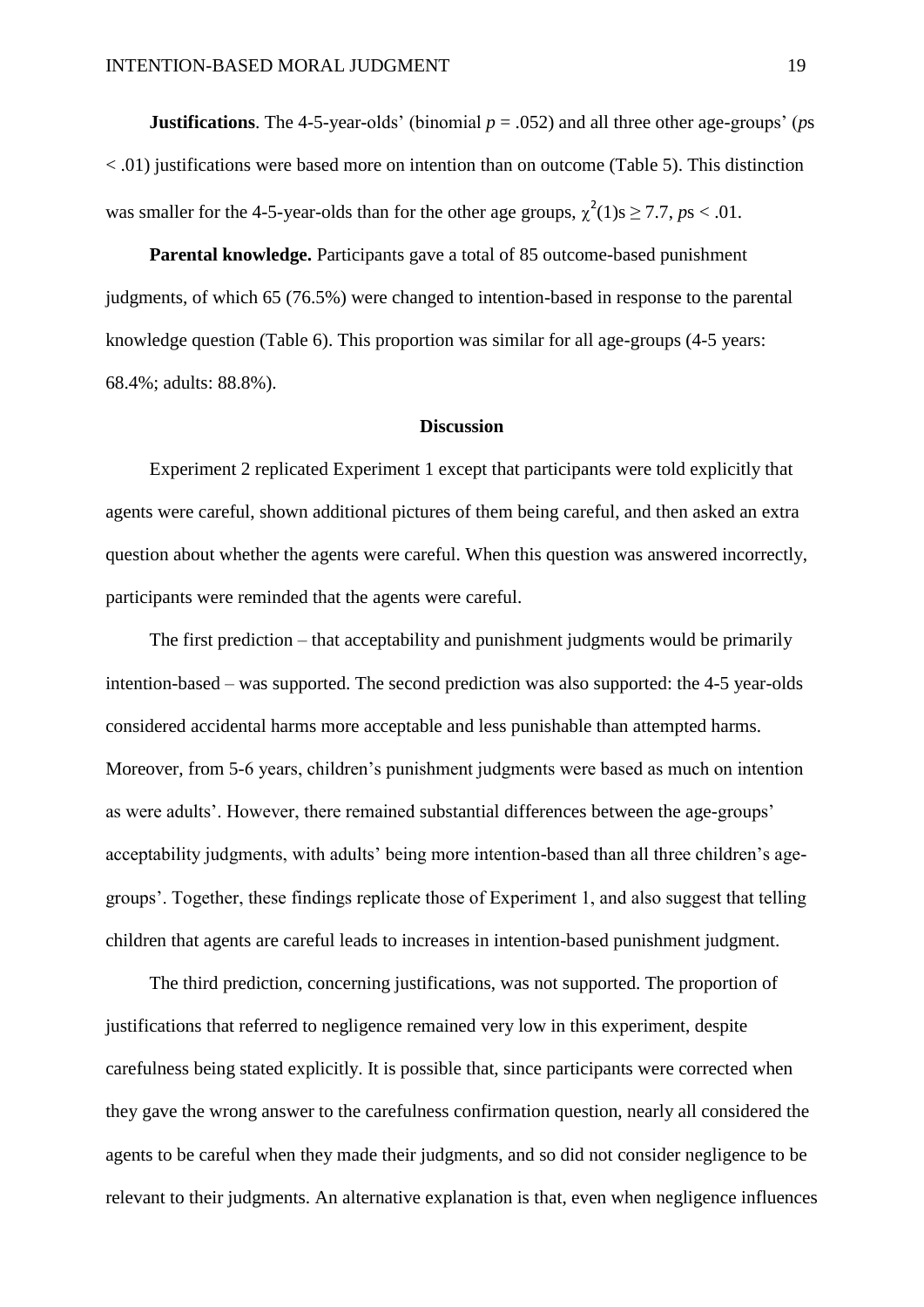**Justifications**. The 4-5-year-olds' (binomial $p = .052$) and all three other age-groups' ($p$s $< .01$) justifications were based more on intention than on outcome (Table 5). This distinction was smaller for the 4-5-year-olds than for the other age groups, $\chi^2(1)\text{s} \geq 7.7$, $p\text{s} < .01$.

**Parental knowledge.** Participants gave a total of 85 outcome-based punishment judgments, of which 65 (76.5%) were changed to intention-based in response to the parental knowledge question (Table 6). This proportion was similar for all age-groups (4-5 years: 68.4%; adults: 88.8%).

## Discussion

Experiment 2 replicated Experiment 1 except that participants were told explicitly that agents were careful, shown additional pictures of them being careful, and then asked an extra question about whether the agents were careful. When this question was answered incorrectly, participants were reminded that the agents were careful.

The first prediction – that acceptability and punishment judgments would be primarily intention-based – was supported. The second prediction was also supported: the 4-5 year-olds considered accidental harms more acceptable and less punishable than attempted harms. Moreover, from 5-6 years, children's punishment judgments were based as much on intention as were adults'. However, there remained substantial differences between the age-groups' acceptability judgments, with adults' being more intention-based than all three children's age-groups'. Together, these findings replicate those of Experiment 1, and also suggest that telling children that agents are careful leads to increases in intention-based punishment judgment.

The third prediction, concerning justifications, was not supported. The proportion of justifications that referred to negligence remained very low in this experiment, despite carefulness being stated explicitly. It is possible that, since participants were corrected when they gave the wrong answer to the carefulness confirmation question, nearly all considered the agents to be careful when they made their judgments, and so did not consider negligence to be relevant to their judgments. An alternative explanation is that, even when negligence influences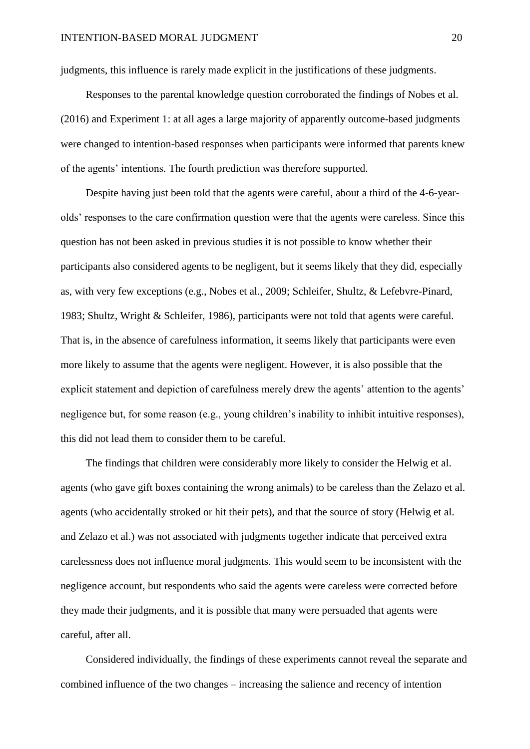judgments, this influence is rarely made explicit in the justifications of these judgments.

Responses to the parental knowledge question corroborated the findings of Nobes et al. (2016) and Experiment 1: at all ages a large majority of apparently outcome-based judgments were changed to intention-based responses when participants were informed that parents knew of the agents' intentions. The fourth prediction was therefore supported.

Despite having just been told that the agents were careful, about a third of the 4-6-year-olds' responses to the care confirmation question were that the agents were careless. Since this question has not been asked in previous studies it is not possible to know whether their participants also considered agents to be negligent, but it seems likely that they did, especially as, with very few exceptions (e.g., Nobes et al., 2009; Schleifer, Shultz, & Lefebvre-Pinard, 1983; Shultz, Wright & Schleifer, 1986), participants were not told that agents were careful. That is, in the absence of carefulness information, it seems likely that participants were even more likely to assume that the agents were negligent. However, it is also possible that the explicit statement and depiction of carefulness merely drew the agents' attention to the agents' negligence but, for some reason (e.g., young children's inability to inhibit intuitive responses), this did not lead them to consider them to be careful.

The findings that children were considerably more likely to consider the Helwig et al. agents (who gave gift boxes containing the wrong animals) to be careless than the Zelazo et al. agents (who accidentally stroked or hit their pets), and that the source of story (Helwig et al. and Zelazo et al.) was not associated with judgments together indicate that perceived extra carelessness does not influence moral judgments. This would seem to be inconsistent with the negligence account, but respondents who said the agents were careless were corrected before they made their judgments, and it is possible that many were persuaded that agents were careful, after all.

Considered individually, the findings of these experiments cannot reveal the separate and combined influence of the two changes – increasing the salience and recency of intention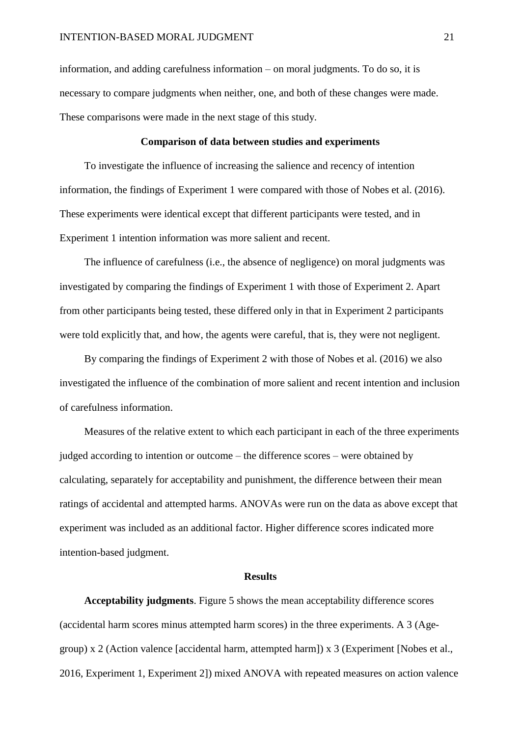information, and adding carefulness information – on moral judgments. To do so, it is necessary to compare judgments when neither, one, and both of these changes were made. These comparisons were made in the next stage of this study.

### Comparison of data between studies and experiments

To investigate the influence of increasing the salience and recency of intention information, the findings of Experiment 1 were compared with those of Nobes et al. (2016). These experiments were identical except that different participants were tested, and in Experiment 1 intention information was more salient and recent.

The influence of carefulness (i.e., the absence of negligence) on moral judgments was investigated by comparing the findings of Experiment 1 with those of Experiment 2. Apart from other participants being tested, these differed only in that in Experiment 2 participants were told explicitly that, and how, the agents were careful, that is, they were not negligent.

By comparing the findings of Experiment 2 with those of Nobes et al. (2016) we also investigated the influence of the combination of more salient and recent intention and inclusion of carefulness information.

Measures of the relative extent to which each participant in each of the three experiments judged according to intention or outcome – the difference scores – were obtained by calculating, separately for acceptability and punishment, the difference between their mean ratings of accidental and attempted harms. ANOVAs were run on the data as above except that experiment was included as an additional factor. Higher difference scores indicated more intention-based judgment.

### Results

**Acceptability judgments**. Figure 5 shows the mean acceptability difference scores (accidental harm scores minus attempted harm scores) in the three experiments. A 3 (Age-group) x 2 (Action valence [accidental harm, attempted harm]) x 3 (Experiment [Nobes et al., 2016, Experiment 1, Experiment 2]) mixed ANOVA with repeated measures on action valence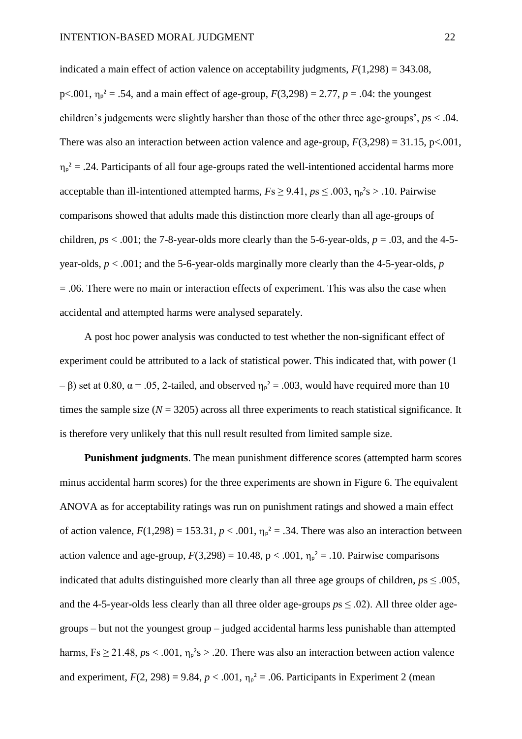indicated a main effect of action valence on acceptability judgments, $F(1,298) = 343.08$, $p<.001$, $\eta_p^2 = .54$, and a main effect of age-group, $F(3,298) = 2.77$, $p = .04$: the youngest children's judgements were slightly harsher than those of the other three age-groups', $p$s $< .04$. There was also an interaction between action valence and age-group, $F(3,298) = 31.15$, $p<.001$, $\eta_p^2 = .24$. Participants of all four age-groups rated the well-intentioned accidental harms more acceptable than ill-intentioned attempted harms, $F$s $\geq 9.41$, $p$s $\leq .003$, $\eta_p^2$s $> .10$. Pairwise comparisons showed that adults made this distinction more clearly than all age-groups of children, $p$s $< .001$; the 7-8-year-olds more clearly than the 5-6-year-olds, $p = .03$, and the 4-5-year-olds, $p < .001$; and the 5-6-year-olds marginally more clearly than the 4-5-year-olds, $p = .06$. There were no main or interaction effects of experiment. This was also the case when accidental and attempted harms were analysed separately.

A post hoc power analysis was conducted to test whether the non-significant effect of experiment could be attributed to a lack of statistical power. This indicated that, with power ($1 - \beta$) set at 0.80, $\alpha = .05$, 2-tailed, and observed $\eta_p^2 = .003$, would have required more than 10 times the sample size ($N = 3205$) across all three experiments to reach statistical significance. It is therefore very unlikely that this null result resulted from limited sample size.

**Punishment judgments**. The mean punishment difference scores (attempted harm scores minus accidental harm scores) for the three experiments are shown in Figure 6. The equivalent ANOVA as for acceptability ratings was run on punishment ratings and showed a main effect of action valence, $F(1,298) = 153.31$, $p < .001$, $\eta_p^2 = .34$. There was also an interaction between action valence and age-group, $F(3,298) = 10.48$, $p < .001$, $\eta_p^2 = .10$. Pairwise comparisons indicated that adults distinguished more clearly than all three age groups of children, $p$s $\leq .005$, and the 4-5-year-olds less clearly than all three older age-groups $p$s $\leq .02$). All three older age-groups – but not the youngest group – judged accidental harms less punishable than attempted harms, Fs $\geq 21.48$, $p$s $< .001$, $\eta_p^2$s $> .20$. There was also an interaction between action valence and experiment, $F(2, 298) = 9.84$, $p < .001$, $\eta_p^2 = .06$. Participants in Experiment 2 (mean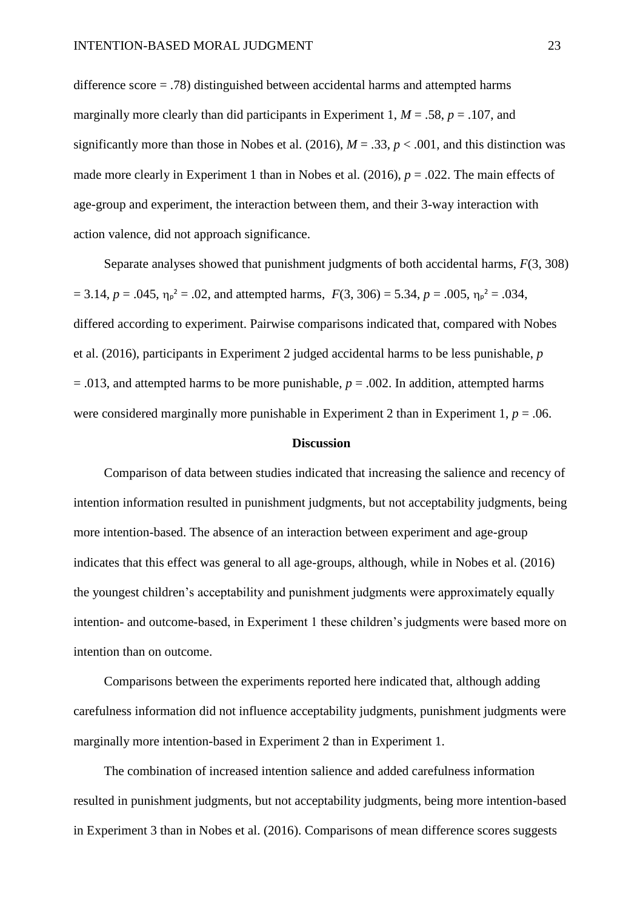difference score = .78) distinguished between accidental harms and attempted harms marginally more clearly than did participants in Experiment 1, $M = .58$, $p = .107$, and significantly more than those in Nobes et al. (2016), $M = .33$, $p < .001$, and this distinction was made more clearly in Experiment 1 than in Nobes et al. (2016), $p = .022$. The main effects of age-group and experiment, the interaction between them, and their 3-way interaction with action valence, did not approach significance.

Separate analyses showed that punishment judgments of both accidental harms, $F(3, 308) = 3.14$, $p = .045$, $\eta_p^2 = .02$, and attempted harms, $F(3, 306) = 5.34$, $p = .005$, $\eta_p^2 = .034$, differed according to experiment. Pairwise comparisons indicated that, compared with Nobes et al. (2016), participants in Experiment 2 judged accidental harms to be less punishable, $p = .013$, and attempted harms to be more punishable, $p = .002$. In addition, attempted harms were considered marginally more punishable in Experiment 2 than in Experiment 1, $p = .06$.

## Discussion

Comparison of data between studies indicated that increasing the salience and recency of intention information resulted in punishment judgments, but not acceptability judgments, being more intention-based. The absence of an interaction between experiment and age-group indicates that this effect was general to all age-groups, although, while in Nobes et al. (2016) the youngest children's acceptability and punishment judgments were approximately equally intention- and outcome-based, in Experiment 1 these children's judgments were based more on intention than on outcome.

Comparisons between the experiments reported here indicated that, although adding carefulness information did not influence acceptability judgments, punishment judgments were marginally more intention-based in Experiment 2 than in Experiment 1.

The combination of increased intention salience and added carefulness information resulted in punishment judgments, but not acceptability judgments, being more intention-based in Experiment 3 than in Nobes et al. (2016). Comparisons of mean difference scores suggests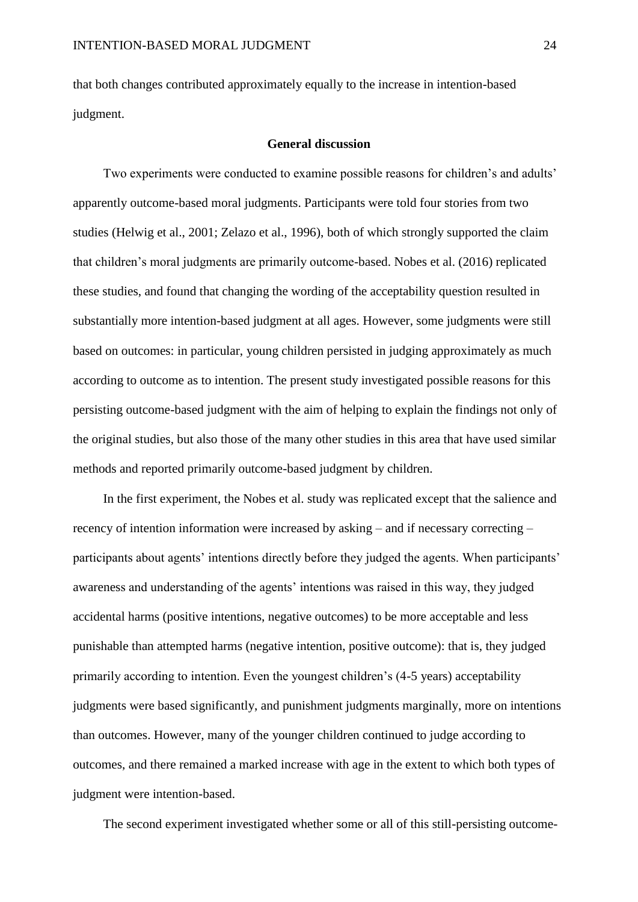that both changes contributed approximately equally to the increase in intention-based judgment.

## General discussion

Two experiments were conducted to examine possible reasons for children's and adults' apparently outcome-based moral judgments. Participants were told four stories from two studies (Helwig et al., 2001; Zelazo et al., 1996), both of which strongly supported the claim that children's moral judgments are primarily outcome-based. Nobes et al. (2016) replicated these studies, and found that changing the wording of the acceptability question resulted in substantially more intention-based judgment at all ages. However, some judgments were still based on outcomes: in particular, young children persisted in judging approximately as much according to outcome as to intention. The present study investigated possible reasons for this persisting outcome-based judgment with the aim of helping to explain the findings not only of the original studies, but also those of the many other studies in this area that have used similar methods and reported primarily outcome-based judgment by children.

In the first experiment, the Nobes et al. study was replicated except that the salience and recency of intention information were increased by asking – and if necessary correcting – participants about agents' intentions directly before they judged the agents. When participants' awareness and understanding of the agents' intentions was raised in this way, they judged accidental harms (positive intentions, negative outcomes) to be more acceptable and less punishable than attempted harms (negative intention, positive outcome): that is, they judged primarily according to intention. Even the youngest children's (4-5 years) acceptability judgments were based significantly, and punishment judgments marginally, more on intentions than outcomes. However, many of the younger children continued to judge according to outcomes, and there remained a marked increase with age in the extent to which both types of judgment were intention-based.

The second experiment investigated whether some or all of this still-persisting outcome-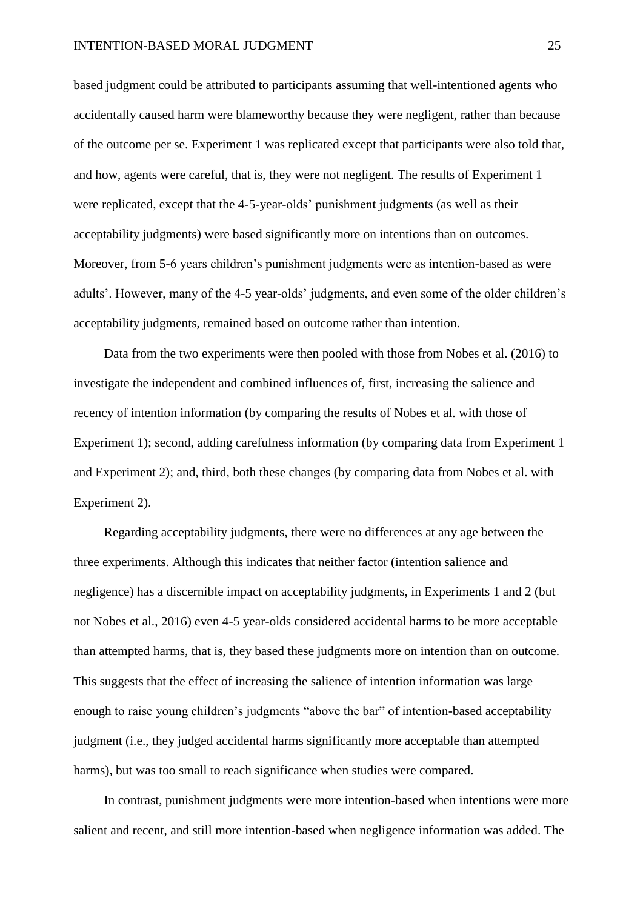based judgment could be attributed to participants assuming that well-intentioned agents who accidentally caused harm were blameworthy because they were negligent, rather than because of the outcome per se. Experiment 1 was replicated except that participants were also told that, and how, agents were careful, that is, they were not negligent. The results of Experiment 1 were replicated, except that the 4-5-year-olds' punishment judgments (as well as their acceptability judgments) were based significantly more on intentions than on outcomes. Moreover, from 5-6 years children's punishment judgments were as intention-based as were adults'. However, many of the 4-5 year-olds' judgments, and even some of the older children's acceptability judgments, remained based on outcome rather than intention.

Data from the two experiments were then pooled with those from Nobes et al. (2016) to investigate the independent and combined influences of, first, increasing the salience and recency of intention information (by comparing the results of Nobes et al. with those of Experiment 1); second, adding carefulness information (by comparing data from Experiment 1 and Experiment 2); and, third, both these changes (by comparing data from Nobes et al. with Experiment 2).

Regarding acceptability judgments, there were no differences at any age between the three experiments. Although this indicates that neither factor (intention salience and negligence) has a discernible impact on acceptability judgments, in Experiments 1 and 2 (but not Nobes et al., 2016) even 4-5 year-olds considered accidental harms to be more acceptable than attempted harms, that is, they based these judgments more on intention than on outcome. This suggests that the effect of increasing the salience of intention information was large enough to raise young children's judgments "above the bar" of intention-based acceptability judgment (i.e., they judged accidental harms significantly more acceptable than attempted harms), but was too small to reach significance when studies were compared.

In contrast, punishment judgments were more intention-based when intentions were more salient and recent, and still more intention-based when negligence information was added. The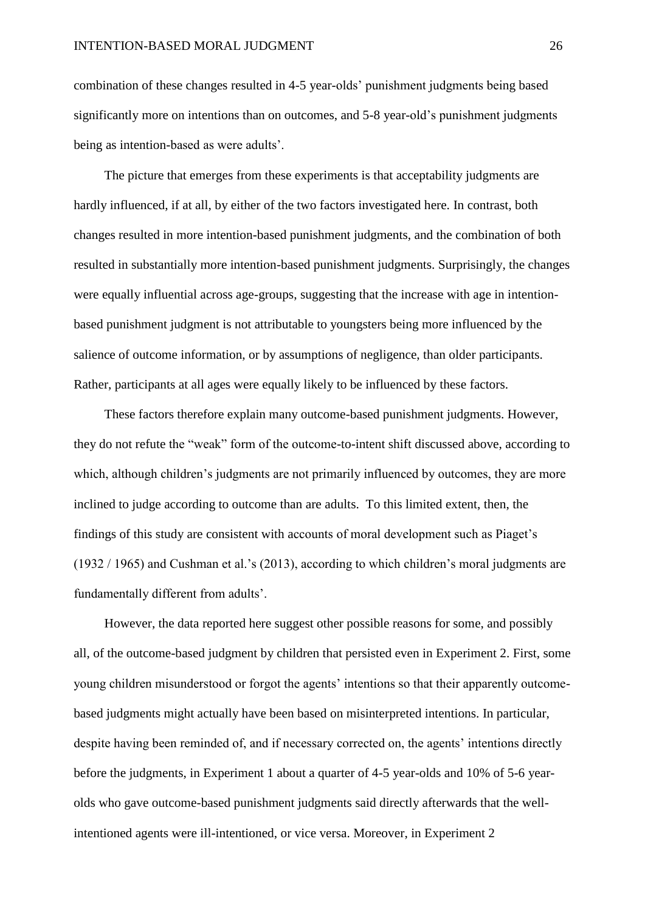combination of these changes resulted in 4-5 year-olds' punishment judgments being based significantly more on intentions than on outcomes, and 5-8 year-old's punishment judgments being as intention-based as were adults'.

The picture that emerges from these experiments is that acceptability judgments are hardly influenced, if at all, by either of the two factors investigated here. In contrast, both changes resulted in more intention-based punishment judgments, and the combination of both resulted in substantially more intention-based punishment judgments. Surprisingly, the changes were equally influential across age-groups, suggesting that the increase with age in intention-based punishment judgment is not attributable to youngsters being more influenced by the salience of outcome information, or by assumptions of negligence, than older participants. Rather, participants at all ages were equally likely to be influenced by these factors.

These factors therefore explain many outcome-based punishment judgments. However, they do not refute the "weak" form of the outcome-to-intent shift discussed above, according to which, although children's judgments are not primarily influenced by outcomes, they are more inclined to judge according to outcome than are adults. To this limited extent, then, the findings of this study are consistent with accounts of moral development such as Piaget's (1932 / 1965) and Cushman et al.'s (2013), according to which children's moral judgments are fundamentally different from adults'.

However, the data reported here suggest other possible reasons for some, and possibly all, of the outcome-based judgment by children that persisted even in Experiment 2. First, some young children misunderstood or forgot the agents' intentions so that their apparently outcome-based judgments might actually have been based on misinterpreted intentions. In particular, despite having been reminded of, and if necessary corrected on, the agents' intentions directly before the judgments, in Experiment 1 about a quarter of 4-5 year-olds and 10% of 5-6 year-olds who gave outcome-based punishment judgments said directly afterwards that the well-intentioned agents were ill-intentioned, or vice versa. Moreover, in Experiment 2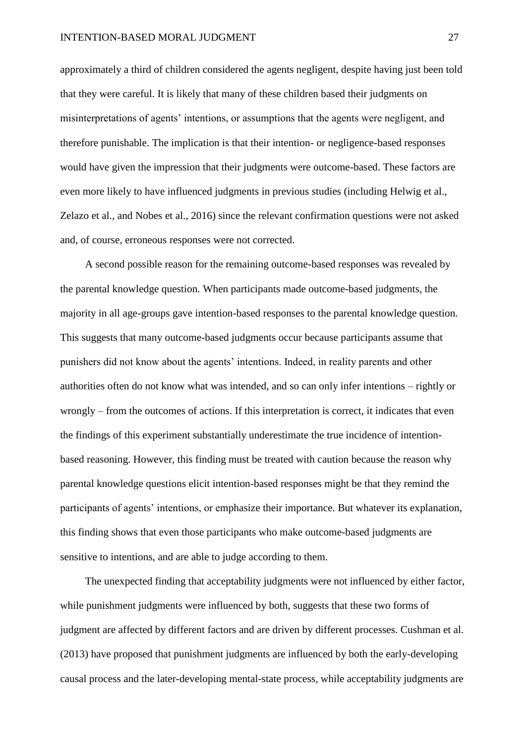approximately a third of children considered the agents negligent, despite having just been told that they were careful. It is likely that many of these children based their judgments on misinterpretations of agents' intentions, or assumptions that the agents were negligent, and therefore punishable. The implication is that their intention- or negligence-based responses would have given the impression that their judgments were outcome-based. These factors are even more likely to have influenced judgments in previous studies (including Helwig et al., Zelazo et al., and Nobes et al., 2016) since the relevant confirmation questions were not asked and, of course, erroneous responses were not corrected.

A second possible reason for the remaining outcome-based responses was revealed by the parental knowledge question. When participants made outcome-based judgments, the majority in all age-groups gave intention-based responses to the parental knowledge question. This suggests that many outcome-based judgments occur because participants assume that punishers did not know about the agents' intentions. Indeed, in reality parents and other authorities often do not know what was intended, and so can only infer intentions – rightly or wrongly – from the outcomes of actions. If this interpretation is correct, it indicates that even the findings of this experiment substantially underestimate the true incidence of intention-based reasoning. However, this finding must be treated with caution because the reason why parental knowledge questions elicit intention-based responses might be that they remind the participants of agents' intentions, or emphasize their importance. But whatever its explanation, this finding shows that even those participants who make outcome-based judgments are sensitive to intentions, and are able to judge according to them.

The unexpected finding that acceptability judgments were not influenced by either factor, while punishment judgments were influenced by both, suggests that these two forms of judgment are affected by different factors and are driven by different processes. Cushman et al. (2013) have proposed that punishment judgments are influenced by both the early-developing causal process and the later-developing mental-state process, while acceptability judgments are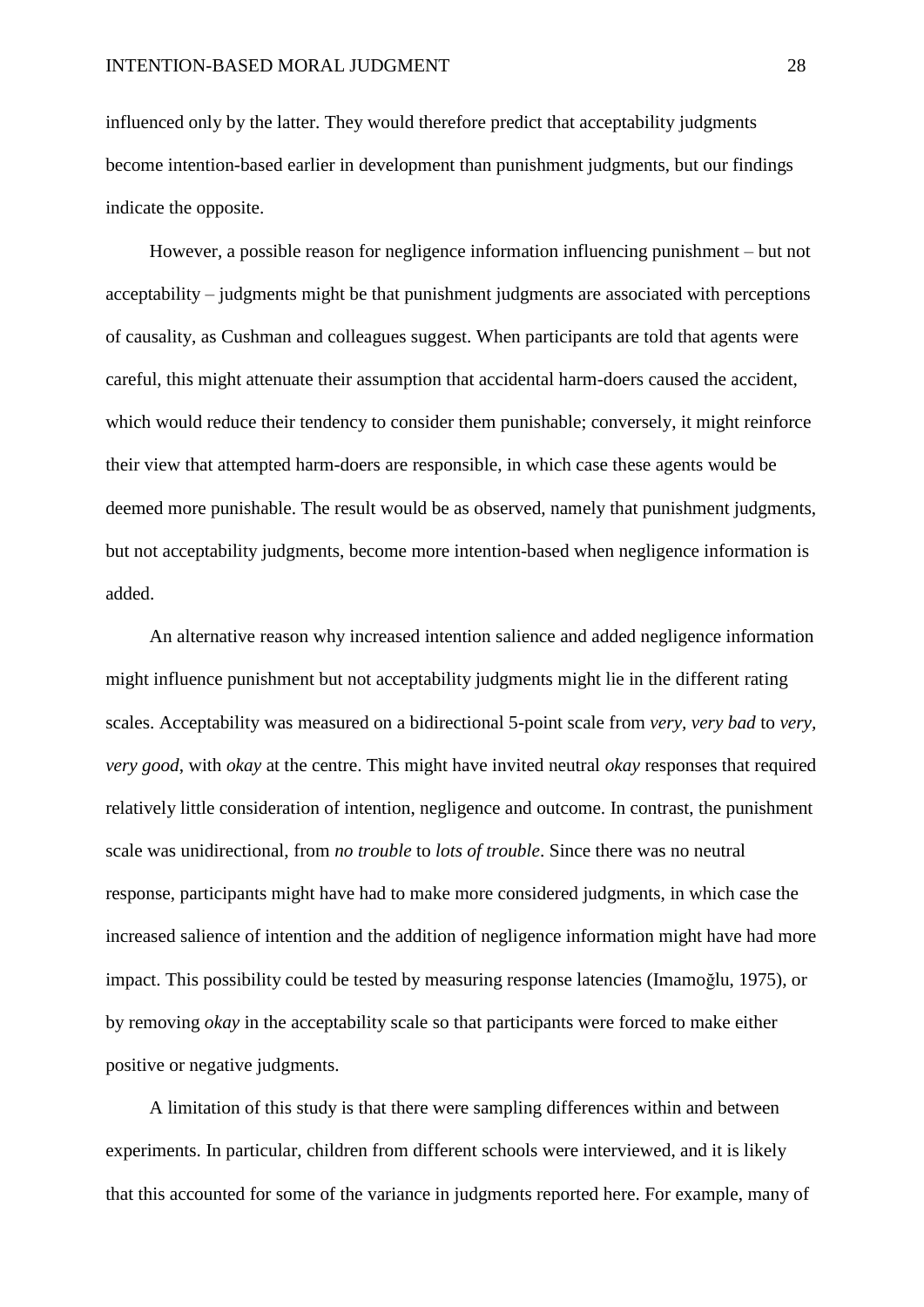influenced only by the latter. They would therefore predict that acceptability judgments become intention-based earlier in development than punishment judgments, but our findings indicate the opposite.

However, a possible reason for negligence information influencing punishment – but not acceptability – judgments might be that punishment judgments are associated with perceptions of causality, as Cushman and colleagues suggest. When participants are told that agents were careful, this might attenuate their assumption that accidental harm-doers caused the accident, which would reduce their tendency to consider them punishable; conversely, it might reinforce their view that attempted harm-doers are responsible, in which case these agents would be deemed more punishable. The result would be as observed, namely that punishment judgments, but not acceptability judgments, become more intention-based when negligence information is added.

An alternative reason why increased intention salience and added negligence information might influence punishment but not acceptability judgments might lie in the different rating scales. Acceptability was measured on a bidirectional 5-point scale from *very, very bad* to *very, very good*, with *okay* at the centre. This might have invited neutral *okay* responses that required relatively little consideration of intention, negligence and outcome. In contrast, the punishment scale was unidirectional, from *no trouble* to *lots of trouble*. Since there was no neutral response, participants might have had to make more considered judgments, in which case the increased salience of intention and the addition of negligence information might have had more impact. This possibility could be tested by measuring response latencies (Imamoğlu, 1975), or by removing *okay* in the acceptability scale so that participants were forced to make either positive or negative judgments.

A limitation of this study is that there were sampling differences within and between experiments. In particular, children from different schools were interviewed, and it is likely that this accounted for some of the variance in judgments reported here. For example, many of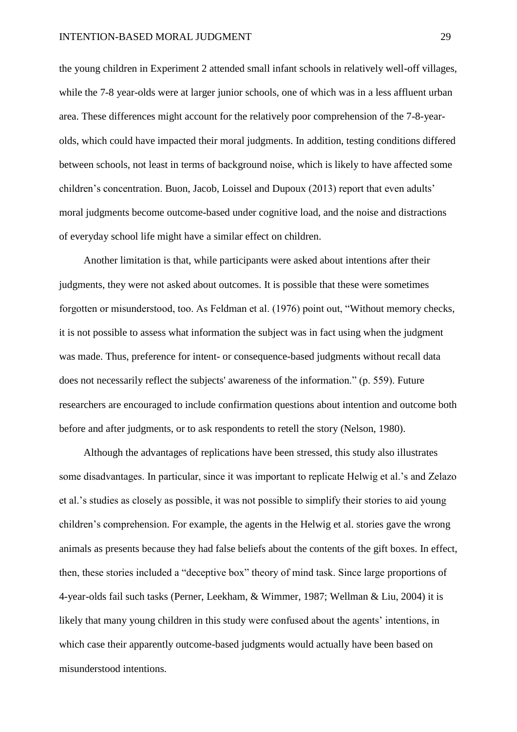the young children in Experiment 2 attended small infant schools in relatively well-off villages, while the 7-8 year-olds were at larger junior schools, one of which was in a less affluent urban area. These differences might account for the relatively poor comprehension of the 7-8-year-olds, which could have impacted their moral judgments. In addition, testing conditions differed between schools, not least in terms of background noise, which is likely to have affected some children's concentration. Buon, Jacob, Loissel and Dupoux (2013) report that even adults' moral judgments become outcome-based under cognitive load, and the noise and distractions of everyday school life might have a similar effect on children.

Another limitation is that, while participants were asked about intentions after their judgments, they were not asked about outcomes. It is possible that these were sometimes forgotten or misunderstood, too. As Feldman et al. (1976) point out, "Without memory checks, it is not possible to assess what information the subject was in fact using when the judgment was made. Thus, preference for intent- or consequence-based judgments without recall data does not necessarily reflect the subjects' awareness of the information." (p. 559). Future researchers are encouraged to include confirmation questions about intention and outcome both before and after judgments, or to ask respondents to retell the story (Nelson, 1980).

Although the advantages of replications have been stressed, this study also illustrates some disadvantages. In particular, since it was important to replicate Helwig et al.'s and Zelazo et al.'s studies as closely as possible, it was not possible to simplify their stories to aid young children's comprehension. For example, the agents in the Helwig et al. stories gave the wrong animals as presents because they had false beliefs about the contents of the gift boxes. In effect, then, these stories included a "deceptive box" theory of mind task. Since large proportions of 4-year-olds fail such tasks (Perner, Leekham, & Wimmer, 1987; Wellman & Liu, 2004) it is likely that many young children in this study were confused about the agents' intentions, in which case their apparently outcome-based judgments would actually have been based on misunderstood intentions.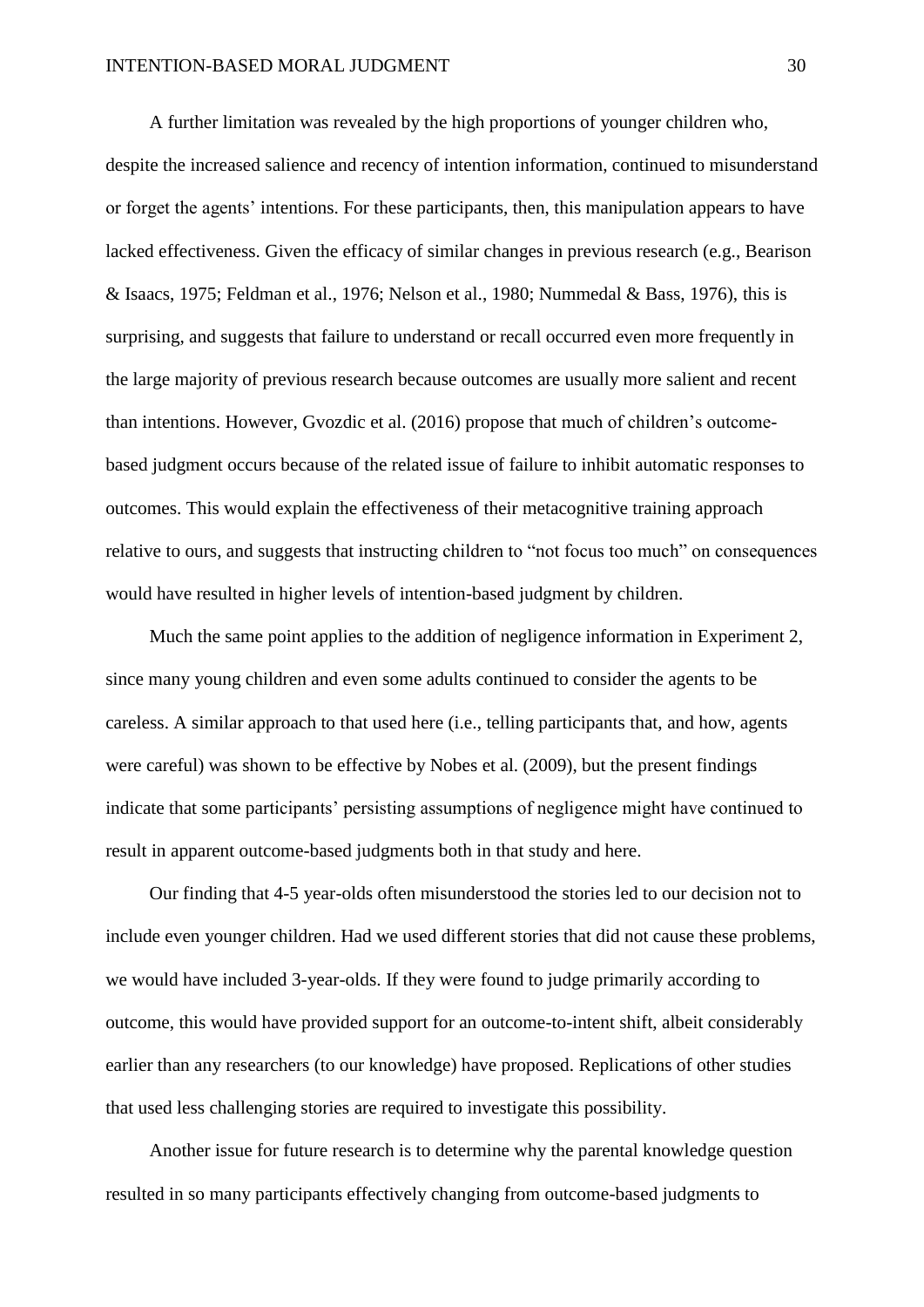A further limitation was revealed by the high proportions of younger children who, despite the increased salience and recency of intention information, continued to misunderstand or forget the agents' intentions. For these participants, then, this manipulation appears to have lacked effectiveness. Given the efficacy of similar changes in previous research (e.g., Bearison & Isaacs, 1975; Feldman et al., 1976; Nelson et al., 1980; Nummedal & Bass, 1976), this is surprising, and suggests that failure to understand or recall occurred even more frequently in the large majority of previous research because outcomes are usually more salient and recent than intentions. However, Gvozdic et al. (2016) propose that much of children's outcome-based judgment occurs because of the related issue of failure to inhibit automatic responses to outcomes. This would explain the effectiveness of their metacognitive training approach relative to ours, and suggests that instructing children to "not focus too much" on consequences would have resulted in higher levels of intention-based judgment by children.

Much the same point applies to the addition of negligence information in Experiment 2, since many young children and even some adults continued to consider the agents to be careless. A similar approach to that used here (i.e., telling participants that, and how, agents were careful) was shown to be effective by Nobes et al. (2009), but the present findings indicate that some participants' persisting assumptions of negligence might have continued to result in apparent outcome-based judgments both in that study and here.

Our finding that 4-5 year-olds often misunderstood the stories led to our decision not to include even younger children. Had we used different stories that did not cause these problems, we would have included 3-year-olds. If they were found to judge primarily according to outcome, this would have provided support for an outcome-to-intent shift, albeit considerably earlier than any researchers (to our knowledge) have proposed. Replications of other studies that used less challenging stories are required to investigate this possibility.

Another issue for future research is to determine why the parental knowledge question resulted in so many participants effectively changing from outcome-based judgments to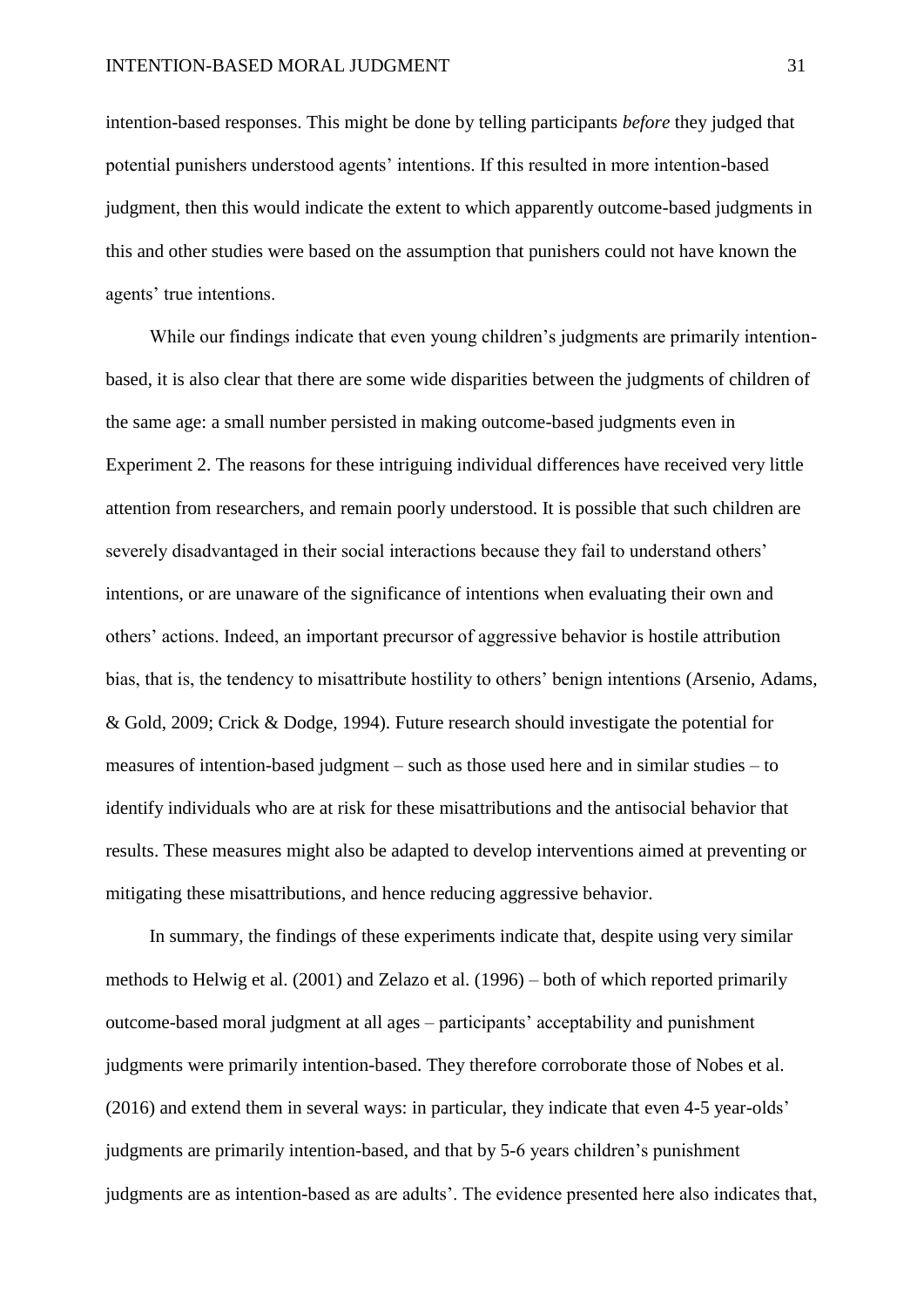intention-based responses. This might be done by telling participants *before* they judged that potential punishers understood agents' intentions. If this resulted in more intention-based judgment, then this would indicate the extent to which apparently outcome-based judgments in this and other studies were based on the assumption that punishers could not have known the agents' true intentions.

While our findings indicate that even young children's judgments are primarily intention-based, it is also clear that there are some wide disparities between the judgments of children of the same age: a small number persisted in making outcome-based judgments even in Experiment 2. The reasons for these intriguing individual differences have received very little attention from researchers, and remain poorly understood. It is possible that such children are severely disadvantaged in their social interactions because they fail to understand others' intentions, or are unaware of the significance of intentions when evaluating their own and others' actions. Indeed, an important precursor of aggressive behavior is hostile attribution bias, that is, the tendency to misattribute hostility to others' benign intentions (Arsenio, Adams, & Gold, 2009; Crick & Dodge, 1994). Future research should investigate the potential for measures of intention-based judgment – such as those used here and in similar studies – to identify individuals who are at risk for these misattributions and the antisocial behavior that results. These measures might also be adapted to develop interventions aimed at preventing or mitigating these misattributions, and hence reducing aggressive behavior.

In summary, the findings of these experiments indicate that, despite using very similar methods to Helwig et al. (2001) and Zelazo et al. (1996) – both of which reported primarily outcome-based moral judgment at all ages – participants' acceptability and punishment judgments were primarily intention-based. They therefore corroborate those of Nobes et al. (2016) and extend them in several ways: in particular, they indicate that even 4-5 year-olds' judgments are primarily intention-based, and that by 5-6 years children's punishment judgments are as intention-based as are adults'. The evidence presented here also indicates that,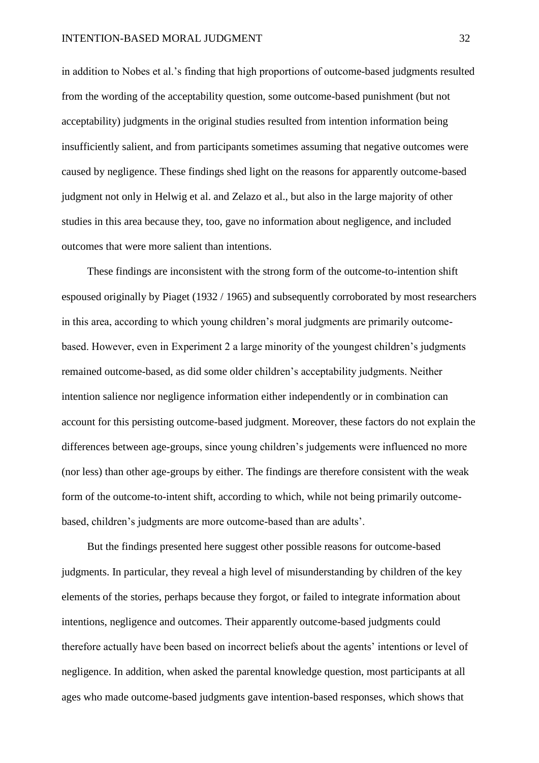in addition to Nobes et al.'s finding that high proportions of outcome-based judgments resulted from the wording of the acceptability question, some outcome-based punishment (but not acceptability) judgments in the original studies resulted from intention information being insufficiently salient, and from participants sometimes assuming that negative outcomes were caused by negligence. These findings shed light on the reasons for apparently outcome-based judgment not only in Helwig et al. and Zelazo et al., but also in the large majority of other studies in this area because they, too, gave no information about negligence, and included outcomes that were more salient than intentions.

These findings are inconsistent with the strong form of the outcome-to-intention shift espoused originally by Piaget (1932 / 1965) and subsequently corroborated by most researchers in this area, according to which young children's moral judgments are primarily outcome-based. However, even in Experiment 2 a large minority of the youngest children's judgments remained outcome-based, as did some older children's acceptability judgments. Neither intention salience nor negligence information either independently or in combination can account for this persisting outcome-based judgment. Moreover, these factors do not explain the differences between age-groups, since young children's judgements were influenced no more (nor less) than other age-groups by either. The findings are therefore consistent with the weak form of the outcome-to-intent shift, according to which, while not being primarily outcome-based, children's judgments are more outcome-based than are adults'.

But the findings presented here suggest other possible reasons for outcome-based judgments. In particular, they reveal a high level of misunderstanding by children of the key elements of the stories, perhaps because they forgot, or failed to integrate information about intentions, negligence and outcomes. Their apparently outcome-based judgments could therefore actually have been based on incorrect beliefs about the agents' intentions or level of negligence. In addition, when asked the parental knowledge question, most participants at all ages who made outcome-based judgments gave intention-based responses, which shows that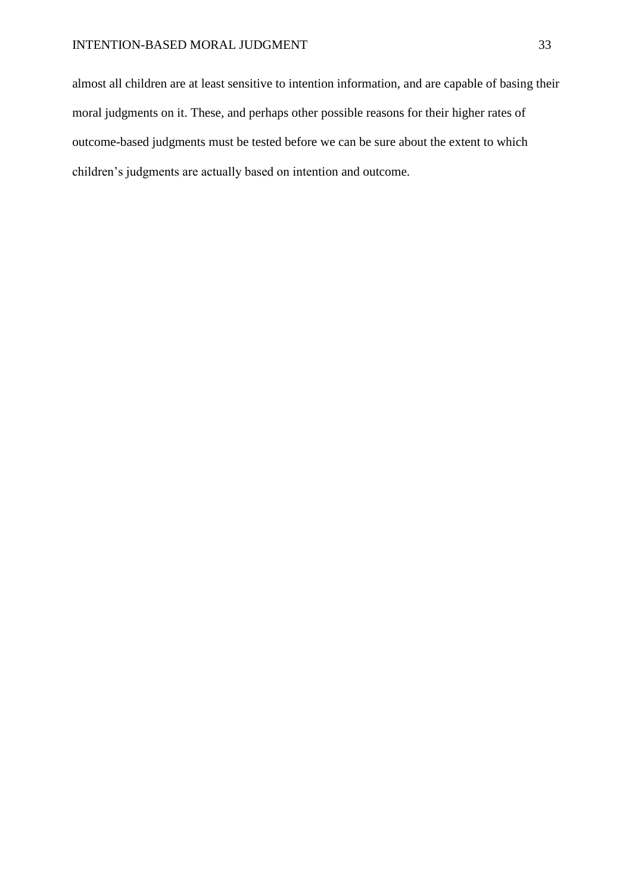almost all children are at least sensitive to intention information, and are capable of basing their moral judgments on it. These, and perhaps other possible reasons for their higher rates of outcome-based judgments must be tested before we can be sure about the extent to which children's judgments are actually based on intention and outcome.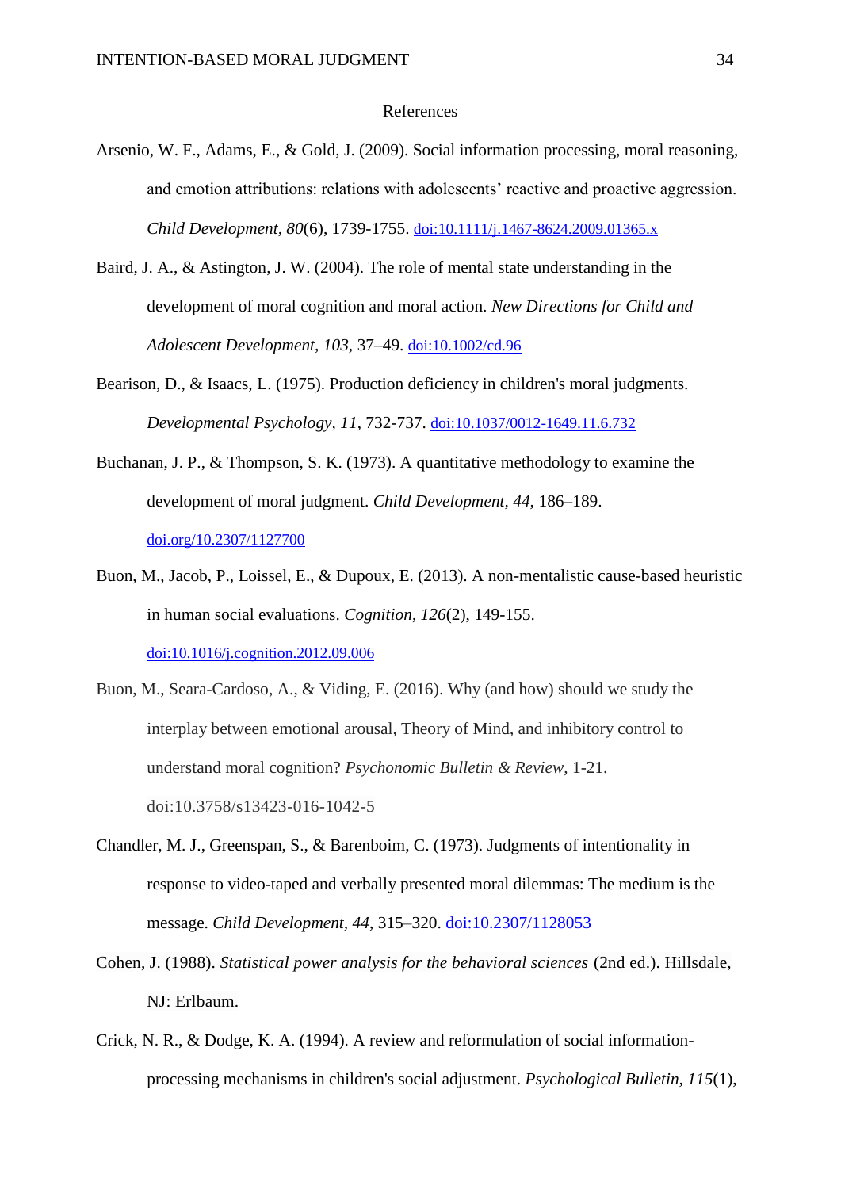# References

Arsenio, W. F., Adams, E., & Gold, J. (2009). Social information processing, moral reasoning, and emotion attributions: relations with adolescents' reactive and proactive aggression. *Child Development, 80*(6), 1739-1755. doi:10.1111/j.1467-8624.2009.01365.x

Baird, J. A., & Astington, J. W. (2004). The role of mental state understanding in the development of moral cognition and moral action. *New Directions for Child and Adolescent Development, 103*, 37–49. doi:10.1002/cd.96

Bearison, D., & Isaacs, L. (1975). Production deficiency in children's moral judgments. *Developmental Psychology, 11*, 732-737. doi:10.1037/0012-1649.11.6.732

Buchanan, J. P., & Thompson, S. K. (1973). A quantitative methodology to examine the development of moral judgment. *Child Development, 44*, 186–189. doi.org/10.2307/1127700

Buon, M., Jacob, P., Loissel, E., & Dupoux, E. (2013). A non-mentalistic cause-based heuristic in human social evaluations. *Cognition*, *126*(2), 149-155. doi:10.1016/j.cognition.2012.09.006

Buon, M., Seara-Cardoso, A., & Viding, E. (2016). Why (and how) should we study the interplay between emotional arousal, Theory of Mind, and inhibitory control to understand moral cognition? *Psychonomic Bulletin & Review*, 1-21. doi:10.3758/s13423-016-1042-5

Chandler, M. J., Greenspan, S., & Barenboim, C. (1973). Judgments of intentionality in response to video-taped and verbally presented moral dilemmas: The medium is the message. *Child Development, 44*, 315–320. doi:10.2307/1128053

Cohen, J. (1988). *Statistical power analysis for the behavioral sciences* (2nd ed.). Hillsdale, NJ: Erlbaum.

Crick, N. R., & Dodge, K. A. (1994). A review and reformulation of social information-processing mechanisms in children's social adjustment. *Psychological Bulletin, 115*(1),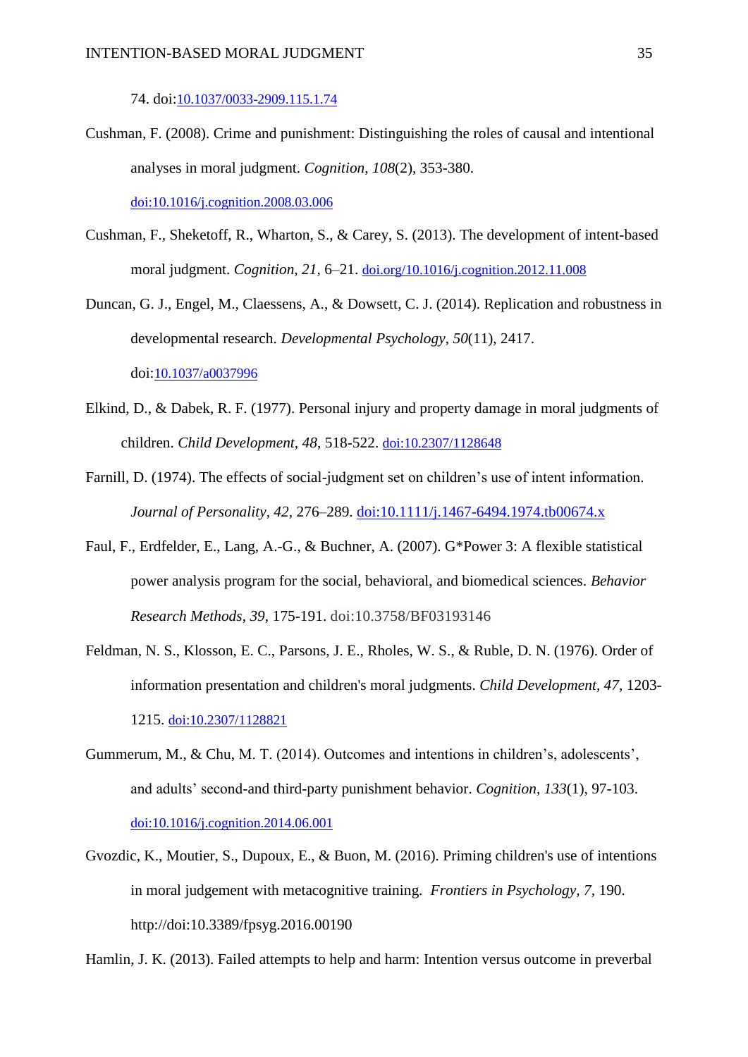74. doi:10.1037/0033-2909.115.1.74

Cushman, F. (2008). Crime and punishment: Distinguishing the roles of causal and intentional analyses in moral judgment. *Cognition*, *108*(2), 353-380. doi:10.1016/j.cognition.2008.03.006

Cushman, F., Sheketoff, R., Wharton, S., & Carey, S. (2013). The development of intent-based moral judgment. *Cognition*, *21*, 6–21. doi.org/10.1016/j.cognition.2012.11.008

Duncan, G. J., Engel, M., Claessens, A., & Dowsett, C. J. (2014). Replication and robustness in developmental research. *Developmental Psychology*, *50*(11), 2417. doi:10.1037/a0037996

Elkind, D., & Dabek, R. F. (1977). Personal injury and property damage in moral judgments of children. *Child Development, 48*, 518-522. doi:10.2307/1128648

Farnill, D. (1974). The effects of social-judgment set on children's use of intent information. *Journal of Personality*, *42*, 276–289. doi:10.1111/j.1467-6494.1974.tb00674.x

Faul, F., Erdfelder, E., Lang, A.-G., & Buchner, A. (2007). G*Power 3: A flexible statistical power analysis program for the social, behavioral, and biomedical sciences. *Behavior Research Methods*, *39*, 175-191. doi:10.3758/BF03193146

Feldman, N. S., Klosson, E. C., Parsons, J. E., Rholes, W. S., & Ruble, D. N. (1976). Order of information presentation and children's moral judgments. *Child Development, 47*, 1203-1215. doi:10.2307/1128821

Gummerum, M., & Chu, M. T. (2014). Outcomes and intentions in children's, adolescents', and adults' second-and third-party punishment behavior. *Cognition*, *133*(1), 97-103. doi:10.1016/j.cognition.2014.06.001

Gvozdic, K., Moutier, S., Dupoux, E., & Buon, M. (2016). Priming children's use of intentions in moral judgement with metacognitive training. *Frontiers in Psychology, 7*, 190. http://doi:10.3389/fpsyg.2016.00190

Hamlin, J. K. (2013). Failed attempts to help and harm: Intention versus outcome in preverbal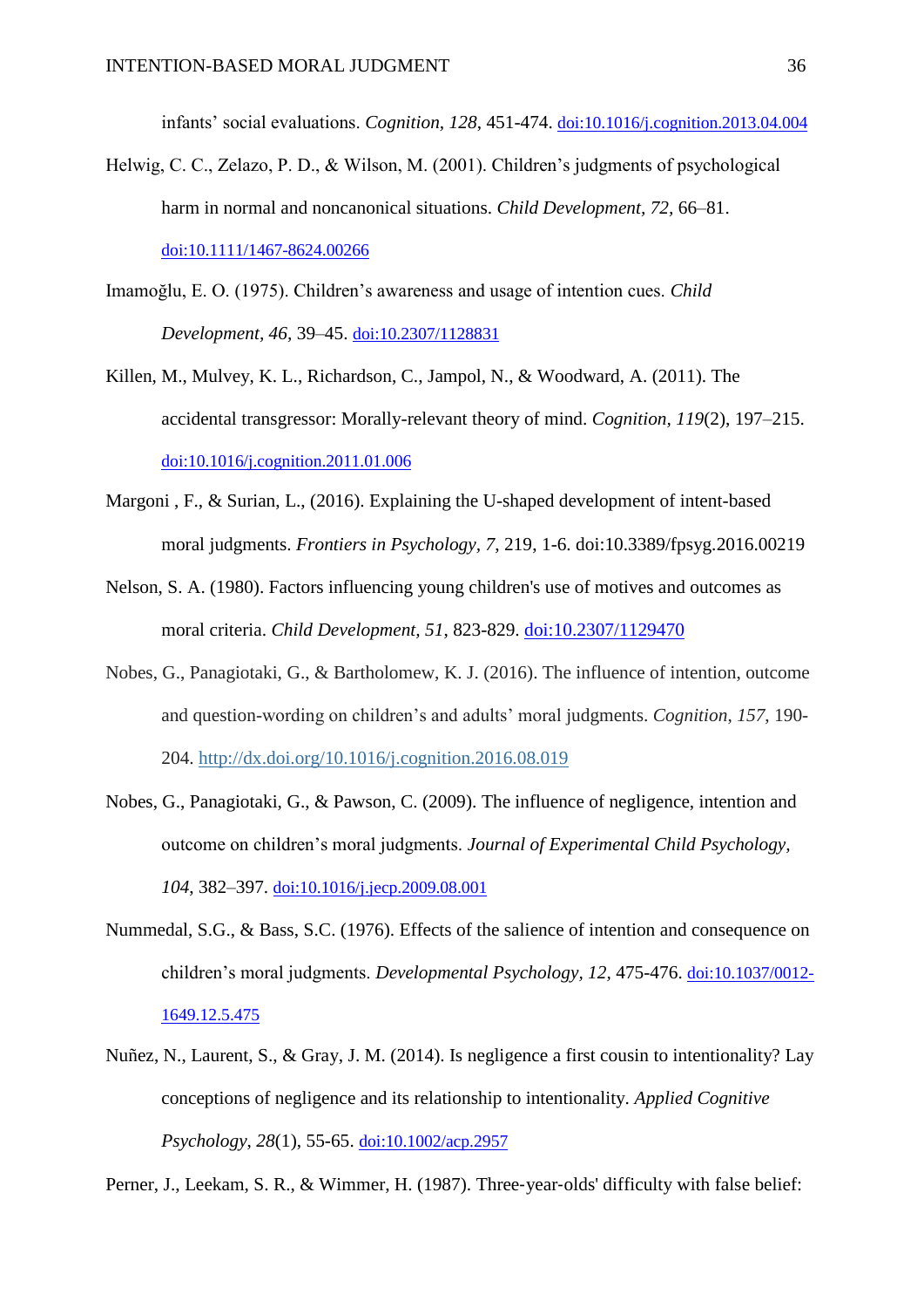infants' social evaluations. *Cognition, 128*, 451-474. doi:10.1016/j.cognition.2013.04.004

Helwig, C. C., Zelazo, P. D., & Wilson, M. (2001). Children's judgments of psychological harm in normal and noncanonical situations. *Child Development, 72*, 66–81. doi:10.1111/1467-8624.00266

Imamoğlu, E. O. (1975). Children's awareness and usage of intention cues. *Child Development, 46*, 39–45. doi:10.2307/1128831

Killen, M., Mulvey, K. L., Richardson, C., Jampol, N., & Woodward, A. (2011). The accidental transgressor: Morally-relevant theory of mind. *Cognition, 119*(2), 197–215. doi:10.1016/j.cognition.2011.01.006

Margoni , F., & Surian, L., (2016). Explaining the U-shaped development of intent-based moral judgments. *Frontiers in Psychology, 7*, 219, 1-6. doi:10.3389/fpsyg.2016.00219

Nelson, S. A. (1980). Factors influencing young children's use of motives and outcomes as moral criteria. *Child Development, 51*, 823-829. doi:10.2307/1129470

Nobes, G., Panagiotaki, G., & Bartholomew, K. J. (2016). The influence of intention, outcome and question-wording on children's and adults' moral judgments. *Cognition*, *157*, 190-204. http://dx.doi.org/10.1016/j.cognition.2016.08.019

Nobes, G., Panagiotaki, G., & Pawson, C. (2009). The influence of negligence, intention and outcome on children's moral judgments. *Journal of Experimental Child Psychology, 104*, 382–397. doi:10.1016/j.jecp.2009.08.001

Nummedal, S.G., & Bass, S.C. (1976). Effects of the salience of intention and consequence on children's moral judgments. *Developmental Psychology, 12*, 475-476. doi:10.1037/0012-1649.12.5.475

Nuñez, N., Laurent, S., & Gray, J. M. (2014). Is negligence a first cousin to intentionality? Lay conceptions of negligence and its relationship to intentionality. *Applied Cognitive Psychology*, *28*(1), 55-65. doi:10.1002/acp.2957

Perner, J., Leekam, S. R., & Wimmer, H. (1987). Three-year-olds' difficulty with false belief: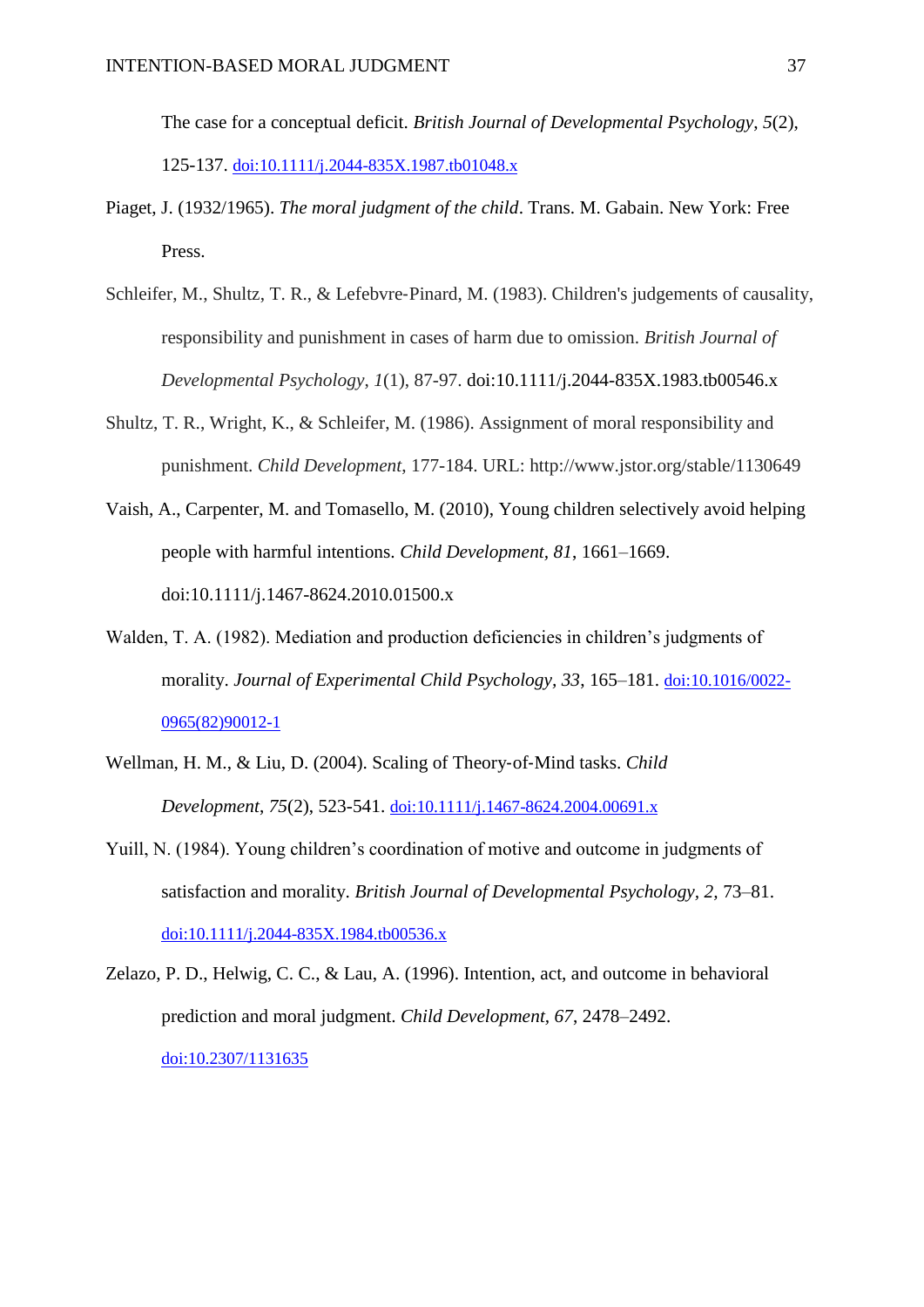The case for a conceptual deficit. *British Journal of Developmental Psychology*, *5*(2), 125-137. doi:10.1111/j.2044-835X.1987.tb01048.x

Piaget, J. (1932/1965). *The moral judgment of the child*. Trans. M. Gabain. New York: Free Press.

Schleifer, M., Shultz, T. R., & Lefebvre-Pinard, M. (1983). Children's judgements of causality, responsibility and punishment in cases of harm due to omission. *British Journal of Developmental Psychology*, *1*(1), 87-97. doi:10.1111/j.2044-835X.1983.tb00546.x

Shultz, T. R., Wright, K., & Schleifer, M. (1986). Assignment of moral responsibility and punishment. *Child Development*, 177-184. URL: http://www.jstor.org/stable/1130649

Vaish, A., Carpenter, M. and Tomasello, M. (2010), Young children selectively avoid helping people with harmful intentions. *Child Development*, *81*, 1661–1669. doi:10.1111/j.1467-8624.2010.01500.x

Walden, T. A. (1982). Mediation and production deficiencies in children's judgments of morality. *Journal of Experimental Child Psychology*, *33*, 165–181. doi:10.1016/0022-0965(82)90012-1

Wellman, H. M., & Liu, D. (2004). Scaling of Theory-of-Mind tasks. *Child Development*, *75*(2), 523-541. doi:10.1111/j.1467-8624.2004.00691.x

Yuill, N. (1984). Young children's coordination of motive and outcome in judgments of satisfaction and morality. *British Journal of Developmental Psychology*, *2,* 73–81. doi:10.1111/j.2044-835X.1984.tb00536.x

Zelazo, P. D., Helwig, C. C., & Lau, A. (1996). Intention, act, and outcome in behavioral prediction and moral judgment. *Child Development*, *67*, 2478–2492. doi:10.2307/1131635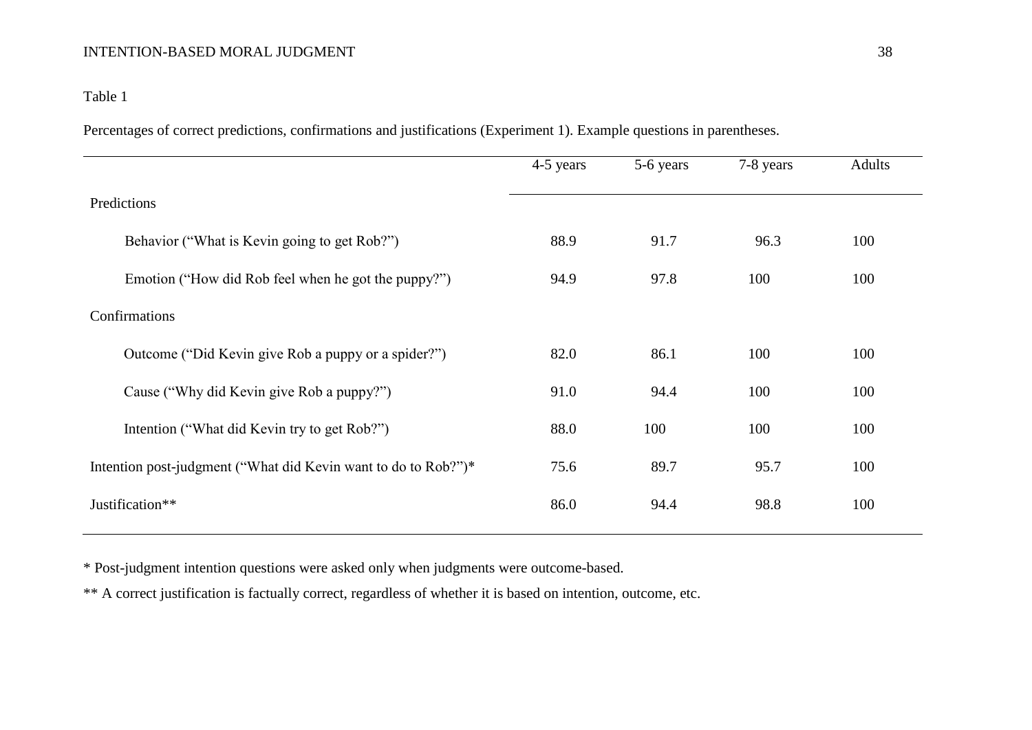Table 1

Percentages of correct predictions, confirmations and justifications (Experiment 1). Example questions in parentheses.

| | 4-5 years | 5-6 years | 7-8 years | Adults |
|---|---|---|---|---|
| Predictions | | | | |
| Behavior ("What is Kevin going to get Rob?") | 88.9 | 91.7 | 96.3 | 100 |
| Emotion ("How did Rob feel when he got the puppy?") | 94.9 | 97.8 | 100 | 100 |
| Confirmations | | | | |
| Outcome ("Did Kevin give Rob a puppy or a spider?") | 82.0 | 86.1 | 100 | 100 |
| Cause ("Why did Kevin give Rob a puppy?") | 91.0 | 94.4 | 100 | 100 |
| Intention ("What did Kevin try to get Rob?") | 88.0 | 100 | 100 | 100 |
| Intention post-judgment ("What did Kevin want to do to Rob?")* | 75.6 | 89.7 | 95.7 | 100 |
| Justification** | 86.0 | 94.4 | 98.8 | 100 |

* Post-judgment intention questions were asked only when judgments were outcome-based.

** A correct justification is factually correct, regardless of whether it is based on intention, outcome, etc.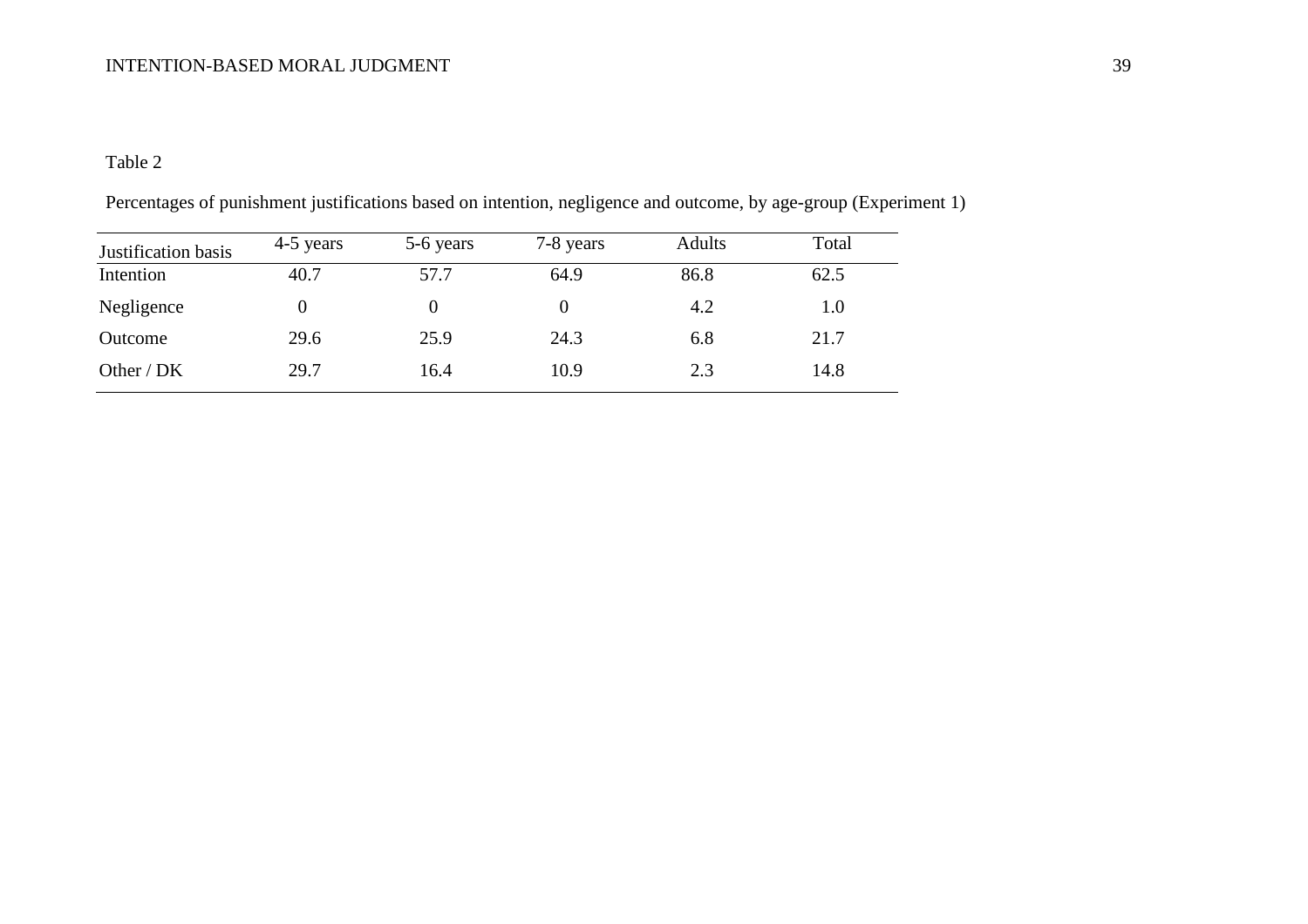Table 2

Percentages of punishment justifications based on intention, negligence and outcome, by age-group (Experiment 1)

| Justification basis | 4-5 years | 5-6 years | 7-8 years | Adults | Total |
|---|---|---|---|---|---|
| Intention | 40.7 | 57.7 | 64.9 | 86.8 | 62.5 |
| Negligence | 0 | 0 | 0 | 4.2 | 1.0 |
| Outcome | 29.6 | 25.9 | 24.3 | 6.8 | 21.7 |
| Other / DK | 29.7 | 16.4 | 10.9 | 2.3 | 14.8 |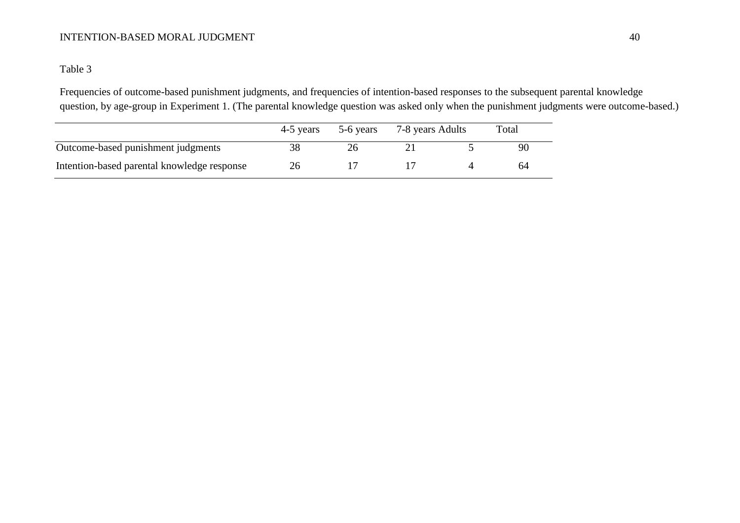Table 3

Frequencies of outcome-based punishment judgments, and frequencies of intention-based responses to the subsequent parental knowledge question, by age-group in Experiment 1. (The parental knowledge question was asked only when the punishment judgments were outcome-based.)

| | 4-5 years | 5-6 years | 7-8 years | Adults | Total |
|---|---|---|---|---|---|
| Outcome-based punishment judgments | 38 | 26 | 21 | 5 | 90 |
| Intention-based parental knowledge response | 26 | 17 | 17 | 4 | 64 |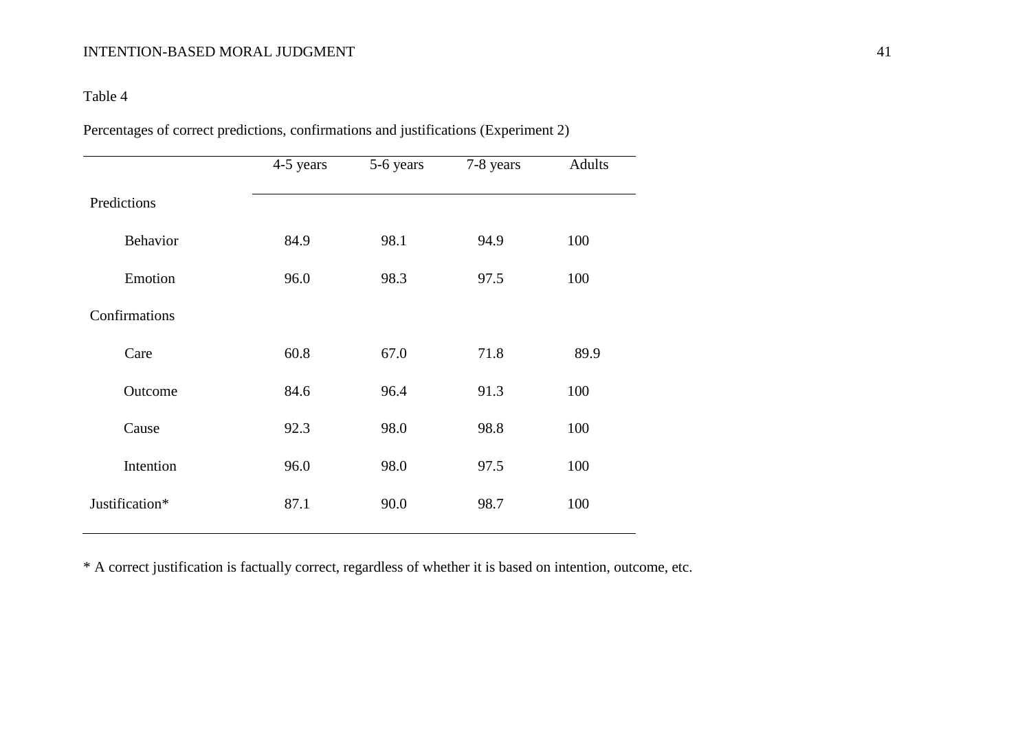Table 4

Percentages of correct predictions, confirmations and justifications (Experiment 2)

| | 4-5 years | 5-6 years | 7-8 years | Adults |
|---|---|---|---|---|
| Predictions | | | | |
| Behavior | 84.9 | 98.1 | 94.9 | 100 |
| Emotion | 96.0 | 98.3 | 97.5 | 100 |
| Confirmations | | | | |
| Care | 60.8 | 67.0 | 71.8 | 89.9 |
| Outcome | 84.6 | 96.4 | 91.3 | 100 |
| Cause | 92.3 | 98.0 | 98.8 | 100 |
| Intention | 96.0 | 98.0 | 97.5 | 100 |
| Justification* | 87.1 | 90.0 | 98.7 | 100 |

* A correct justification is factually correct, regardless of whether it is based on intention, outcome, etc.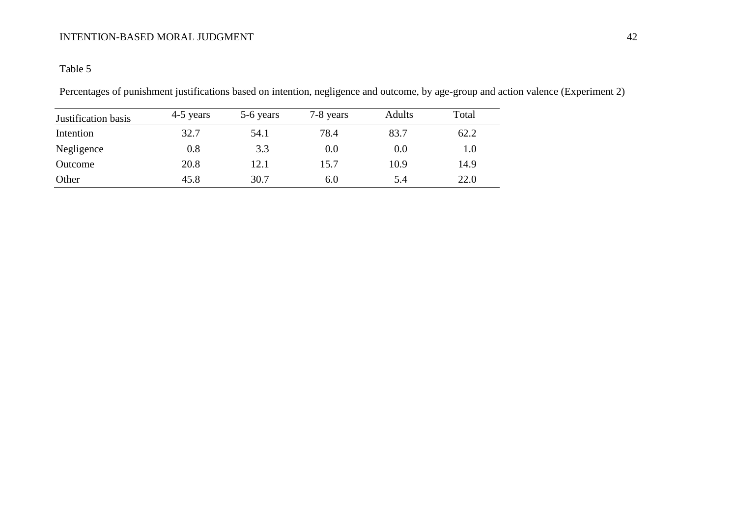Table 5

Percentages of punishment justifications based on intention, negligence and outcome, by age-group and action valence (Experiment 2)

| Justification basis | 4-5 years | 5-6 years | 7-8 years | Adults | Total |
|---|---|---|---|---|---|
| Intention | 32.7 | 54.1 | 78.4 | 83.7 | 62.2 |
| Negligence | 0.8 | 3.3 | 0.0 | 0.0 | 1.0 |
| Outcome | 20.8 | 12.1 | 15.7 | 10.9 | 14.9 |
| Other | 45.8 | 30.7 | 6.0 | 5.4 | 22.0 |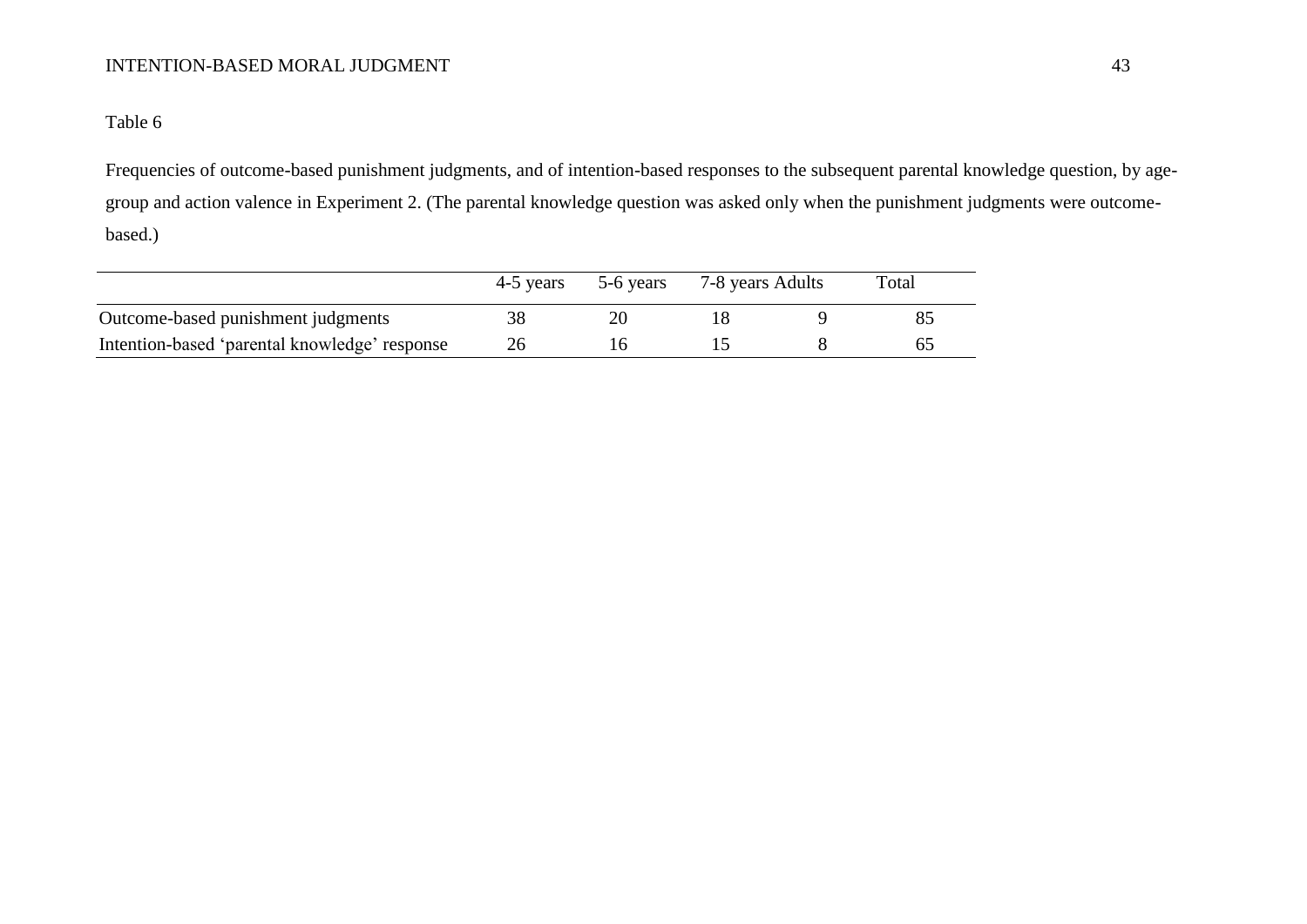Table 6

Frequencies of outcome-based punishment judgments, and of intention-based responses to the subsequent parental knowledge question, by age-group and action valence in Experiment 2. (The parental knowledge question was asked only when the punishment judgments were outcome-based.)

| | 4-5 years | 5-6 years | 7-8 years | Adults | Total |
|---|---|---|---|---|---|
| Outcome-based punishment judgments | 38 | 20 | 18 | 9 | 85 |
| Intention-based ‘parental knowledge’ response | 26 | 16 | 15 | 8 | 65 |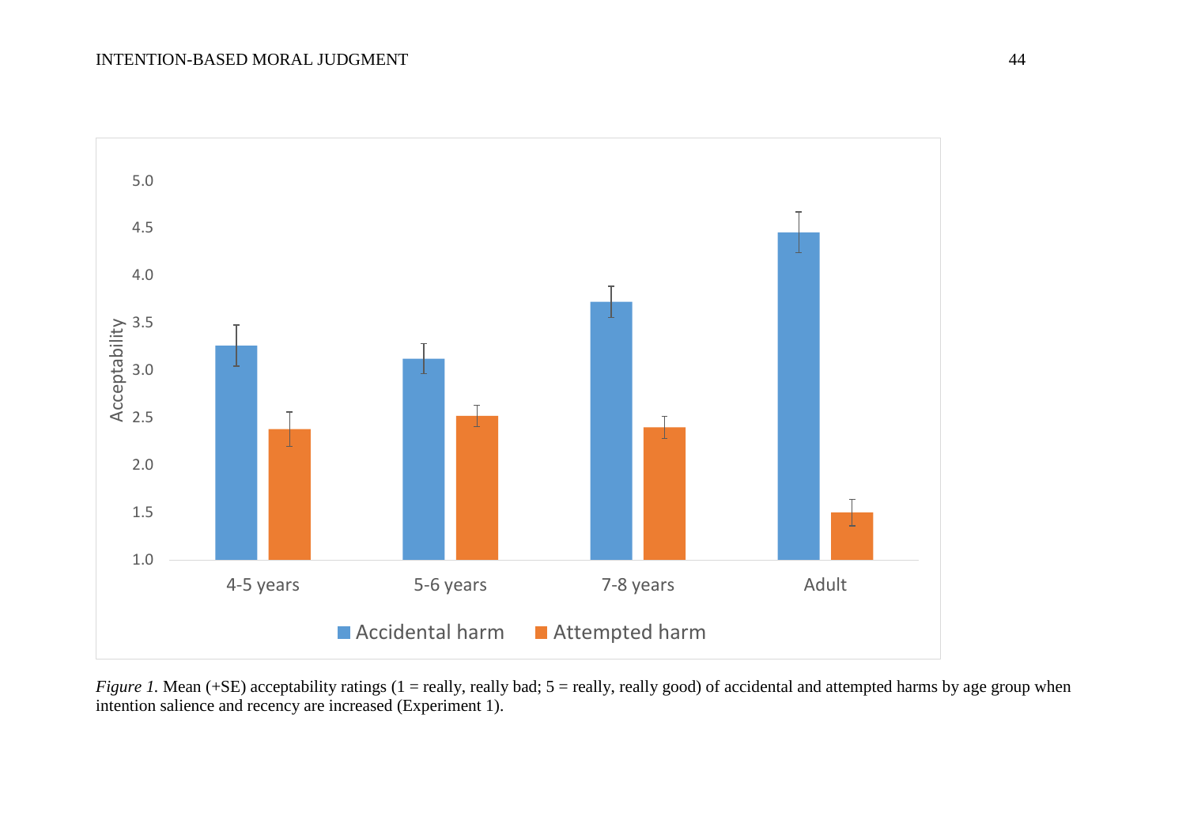*Figure 1.* Mean (+SE) acceptability ratings (1 = really, really bad; 5 = really, really good) of accidental and attempted harms by age group when intention salience and recency are increased (Experiment 1).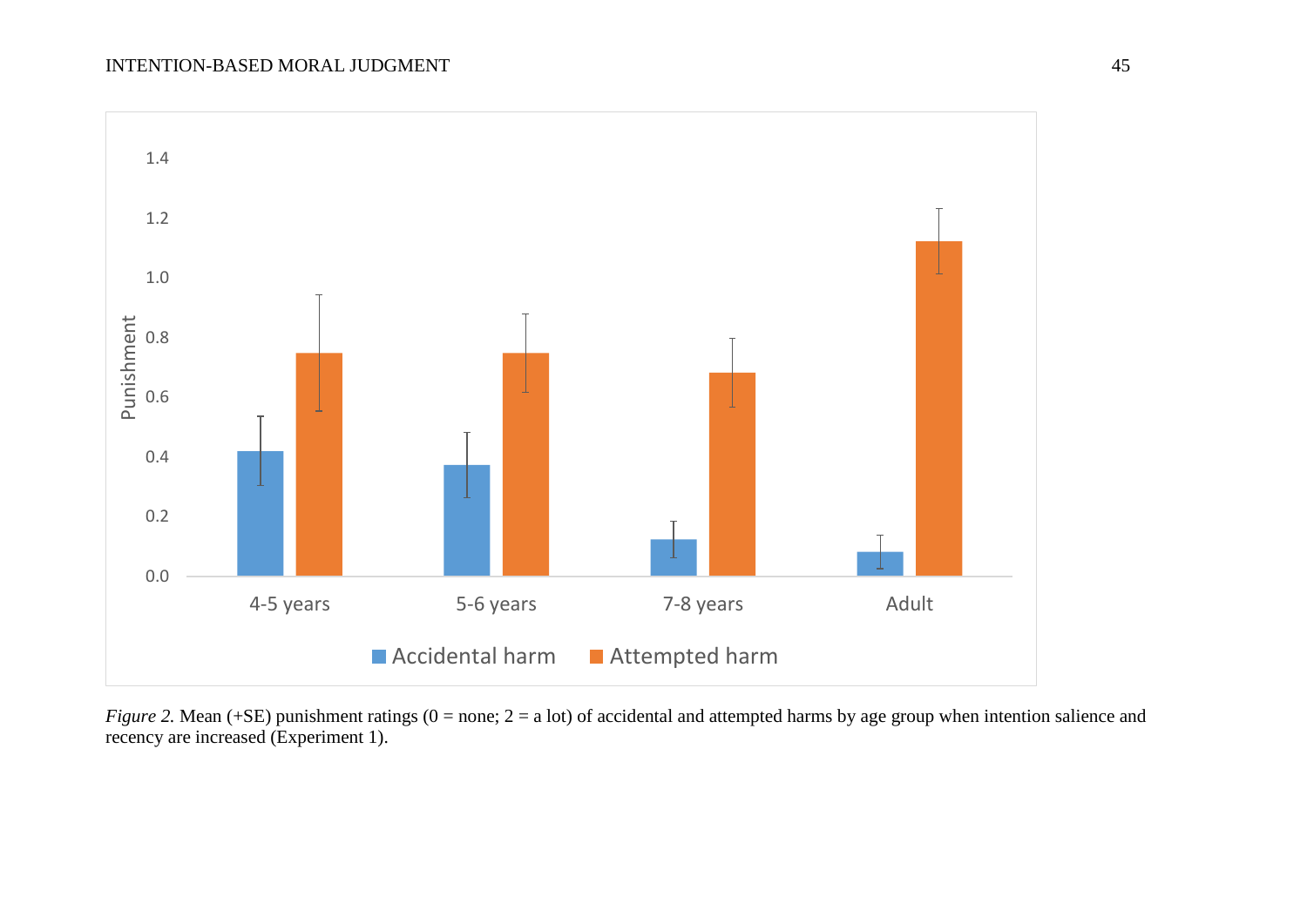*Figure 2.* Mean (+SE) punishment ratings (0 = none; 2 = a lot) of accidental and attempted harms by age group when intention salience and recency are increased (Experiment 1).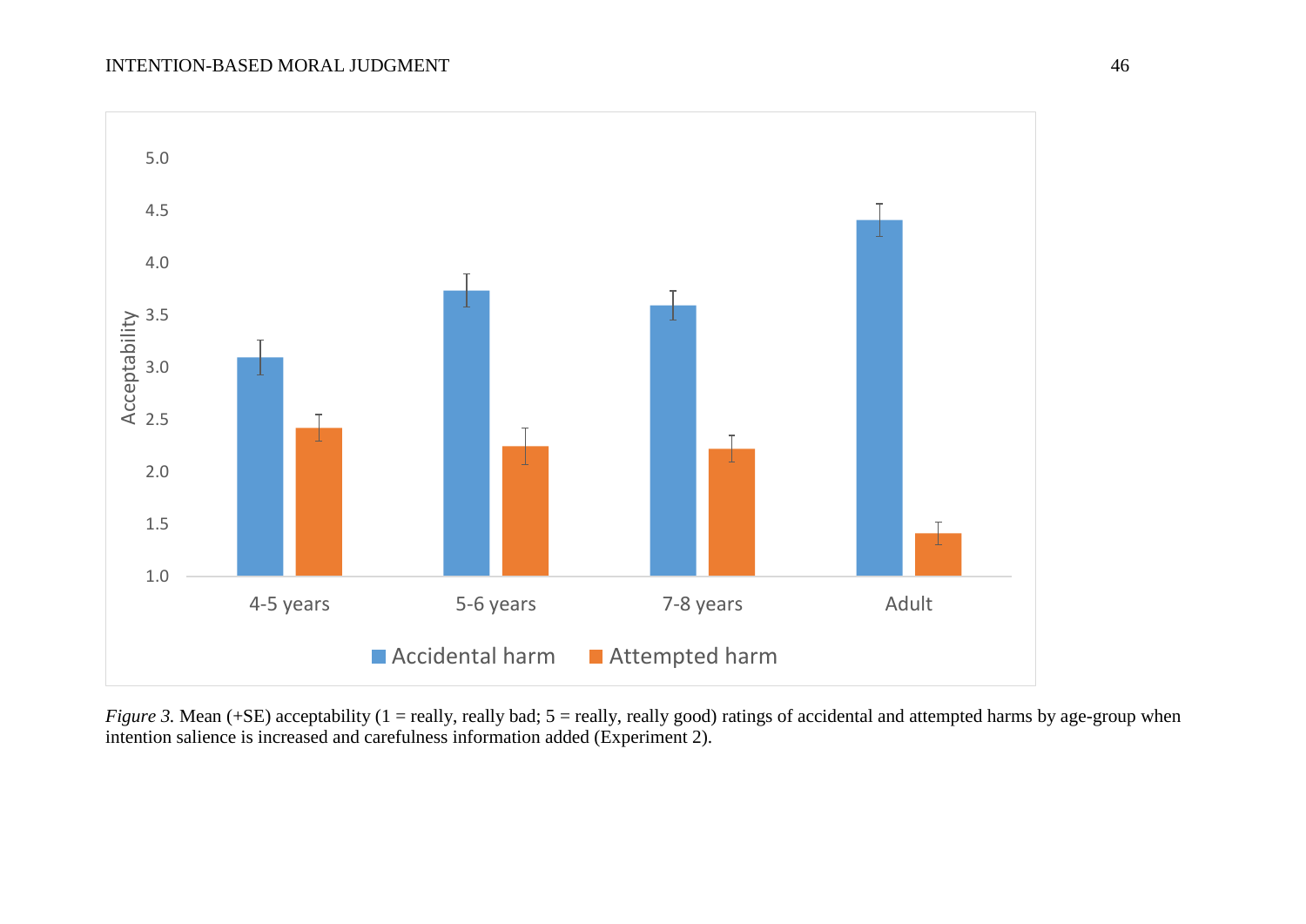*Figure 3.* Mean (+SE) acceptability (1 = really, really bad; 5 = really, really good) ratings of accidental and attempted harms by age-group when intention salience is increased and carefulness information added (Experiment 2).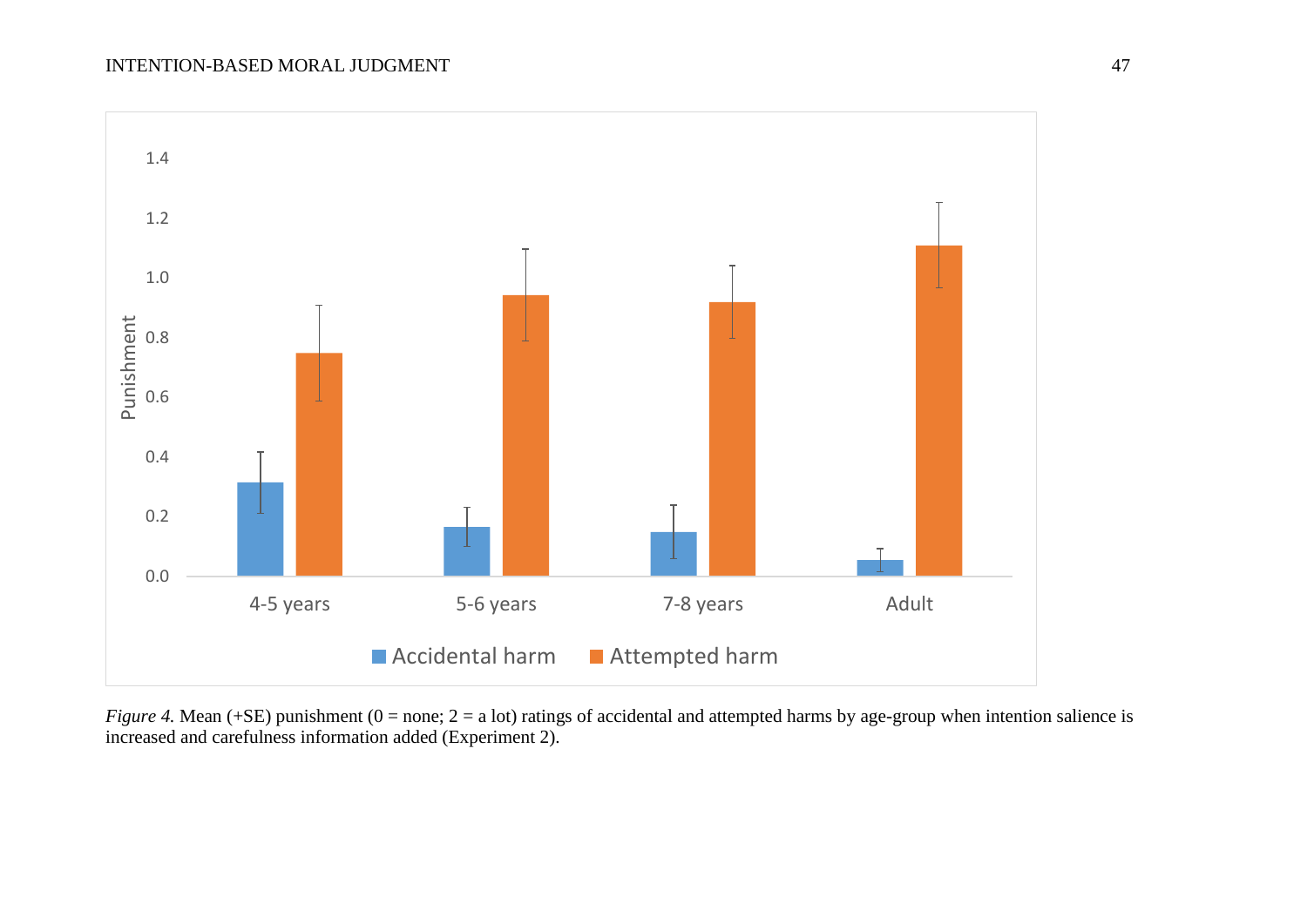*Figure 4.* Mean (+SE) punishment (0 = none; 2 = a lot) ratings of accidental and attempted harms by age-group when intention salience is increased and carefulness information added (Experiment 2).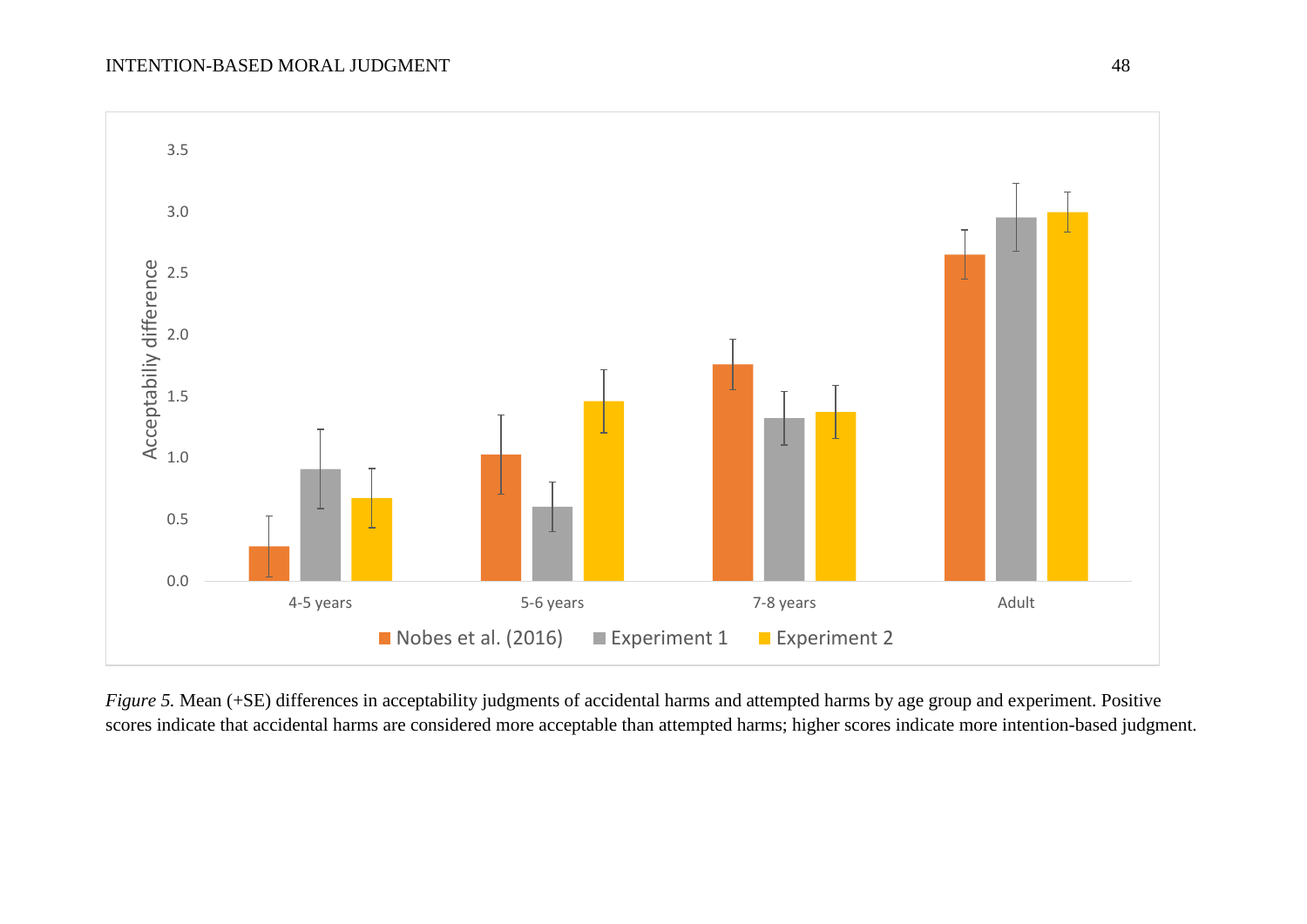*Figure 5.* Mean (+SE) differences in acceptability judgments of accidental harms and attempted harms by age group and experiment. Positive scores indicate that accidental harms are considered more acceptable than attempted harms; higher scores indicate more intention-based judgment.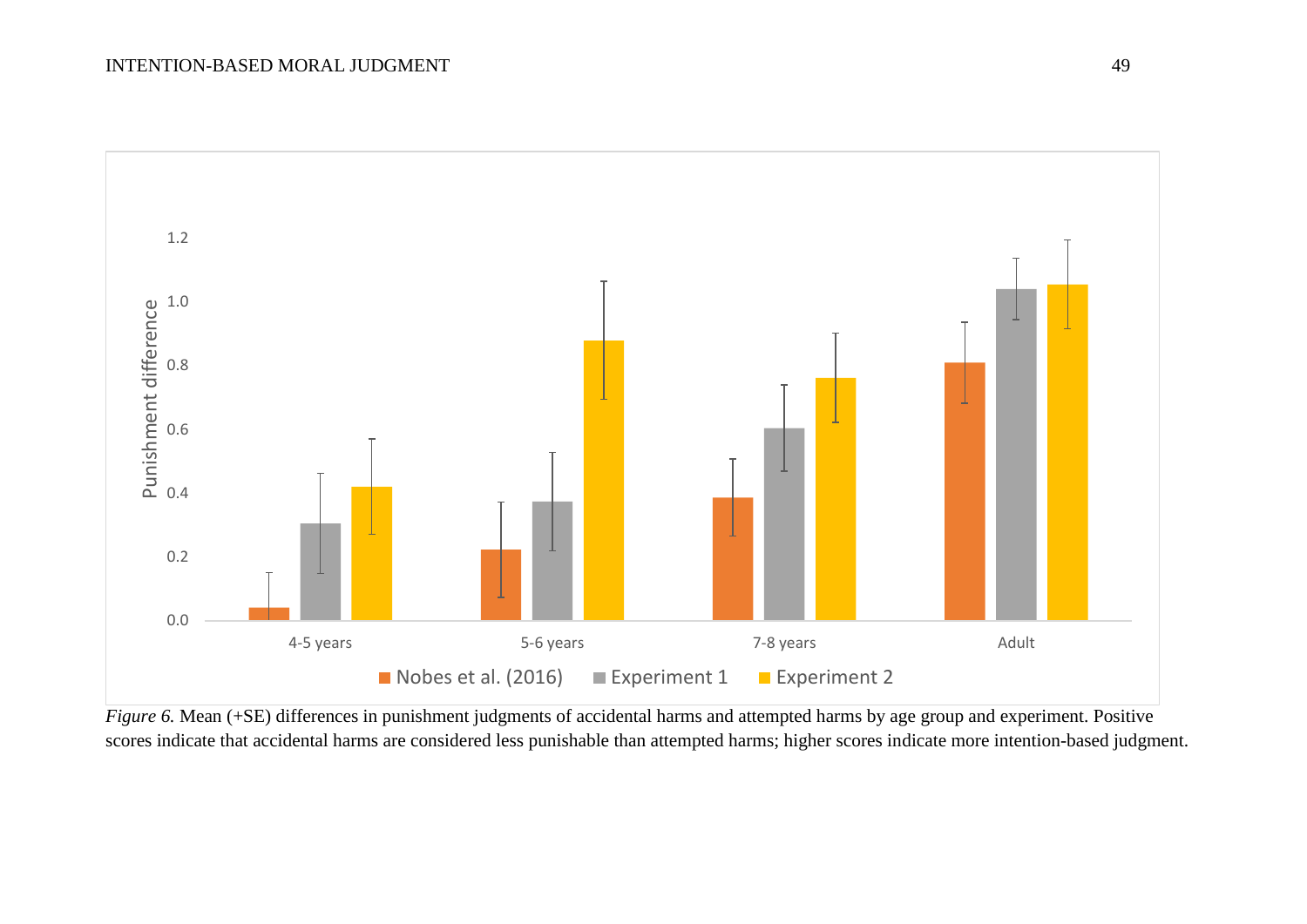*Figure 6.* Mean (+SE) differences in punishment judgments of accidental harms and attempted harms by age group and experiment. Positive scores indicate that accidental harms are considered less punishable than attempted harms; higher scores indicate more intention-based judgment.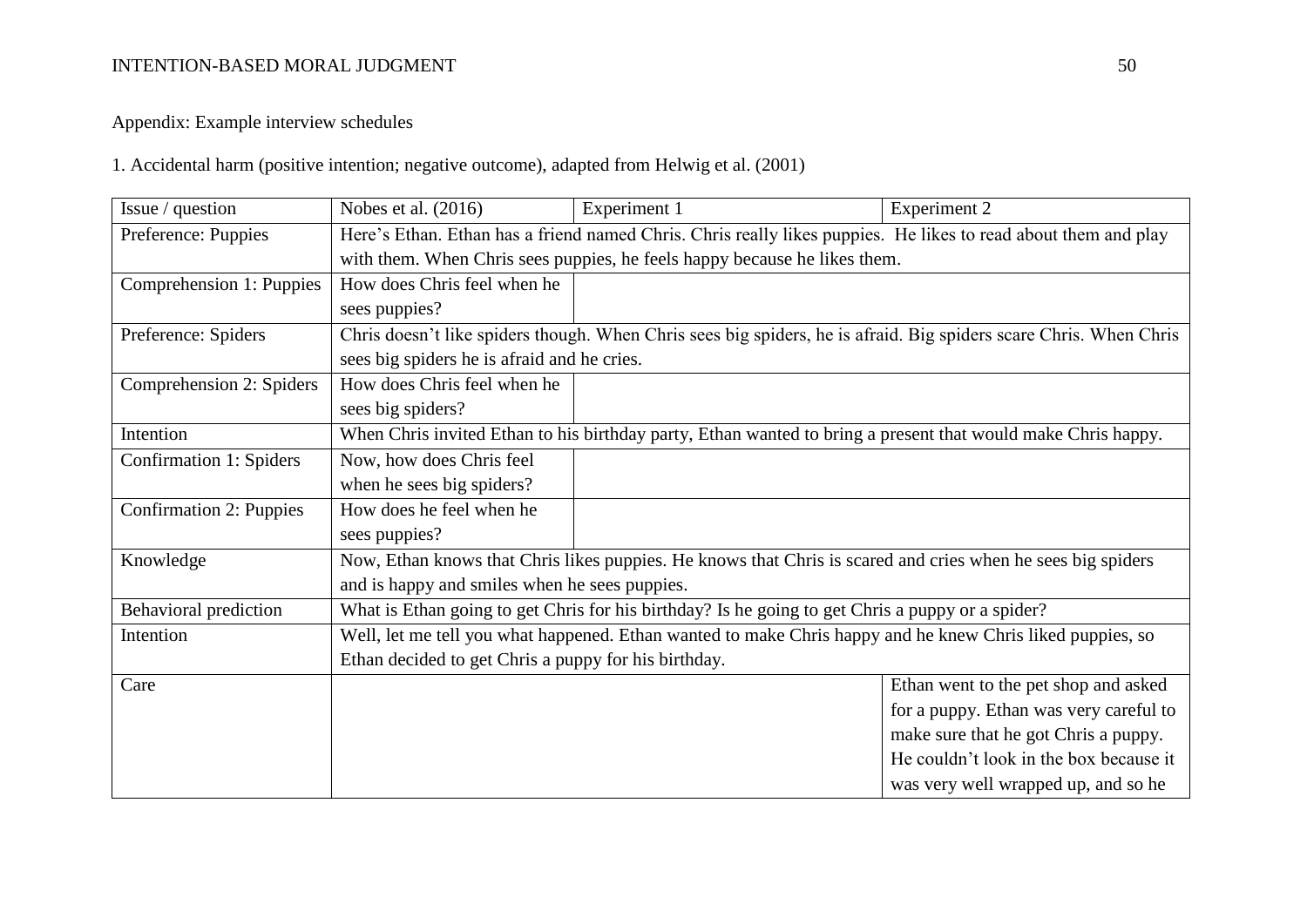Appendix: Example interview schedules

1. Accidental harm (positive intention; negative outcome), adapted from Helwig et al. (2001)

| Issue / question | Nobes et al. (2016) | Experiment 1 | Experiment 2 |
|---|---|---|---|
| Preference: Puppies | Here's Ethan. Ethan has a friend named Chris. Chris really likes puppies. He likes to read about them and play with them. When Chris sees puppies, he feels happy because he likes them. | | |
| Comprehension 1: Puppies | How does Chris feel when he sees puppies? | | |
| Preference: Spiders | Chris doesn't like spiders though. When Chris sees big spiders, he is afraid. Big spiders scare Chris. When Chris sees big spiders he is afraid and he cries. | | |
| Comprehension 2: Spiders | How does Chris feel when he sees big spiders? | | |
| Intention | When Chris invited Ethan to his birthday party, Ethan wanted to bring a present that would make Chris happy. | | |
| Confirmation 1: Spiders | Now, how does Chris feel when he sees big spiders? | | |
| Confirmation 2: Puppies | How does he feel when he sees puppies? | | |
| Knowledge | Now, Ethan knows that Chris likes puppies. He knows that Chris is scared and cries when he sees big spiders and is happy and smiles when he sees puppies. | | |
| Behavioral prediction | What is Ethan going to get Chris for his birthday? Is he going to get Chris a puppy or a spider? | | |
| Intention | Well, let me tell you what happened. Ethan wanted to make Chris happy and he knew Chris liked puppies, so Ethan decided to get Chris a puppy for his birthday. | | |
| Care | | | Ethan went to the pet shop and asked for a puppy. Ethan was very careful to make sure that he got Chris a puppy. He couldn't look in the box because it was very well wrapped up, and so he |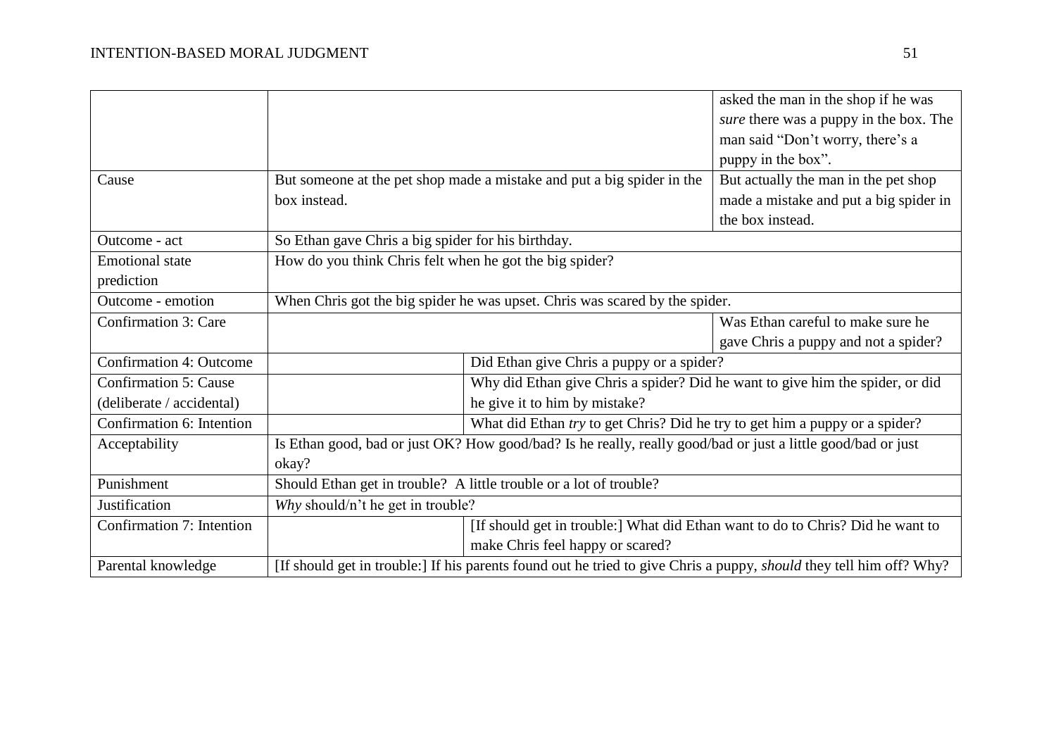| | | | |
|---|---|---|---|
| | | | asked the man in the shop if he was *sure* there was a puppy in the box. The man said "Don't worry, there's a puppy in the box". |
| Cause | But someone at the pet shop made a mistake and put a big spider in the box instead. | | But actually the man in the pet shop made a mistake and put a big spider in the box instead. |
| Outcome - act | So Ethan gave Chris a big spider for his birthday. | | |
| Emotional state prediction | How do you think Chris felt when he got the big spider? | | |
| Outcome - emotion | When Chris got the big spider he was upset. Chris was scared by the spider. | | |
| Confirmation 3: Care | | | Was Ethan careful to make sure he gave Chris a puppy and not a spider? |
| Confirmation 4: Outcome | | Did Ethan give Chris a puppy or a spider? | |
| Confirmation 5: Cause (deliberate / accidental) | | Why did Ethan give Chris a spider? Did he want to give him the spider, or did he give it to him by mistake? | |
| Confirmation 6: Intention | | What did Ethan *try* to get Chris? Did he try to get him a puppy or a spider? | |
| Acceptability | Is Ethan good, bad or just OK? How good/bad? Is he really, really good/bad or just a little good/bad or just okay? | | |
| Punishment | Should Ethan get in trouble? A little trouble or a lot of trouble? | | |
| Justification | *Why* should/n't he get in trouble? | | |
| Confirmation 7: Intention | | [If should get in trouble:] What did Ethan want to do to Chris? Did he want to make Chris feel happy or scared? | |
| Parental knowledge | [If should get in trouble:] If his parents found out he tried to give Chris a puppy, *should* they tell him off? Why? | | |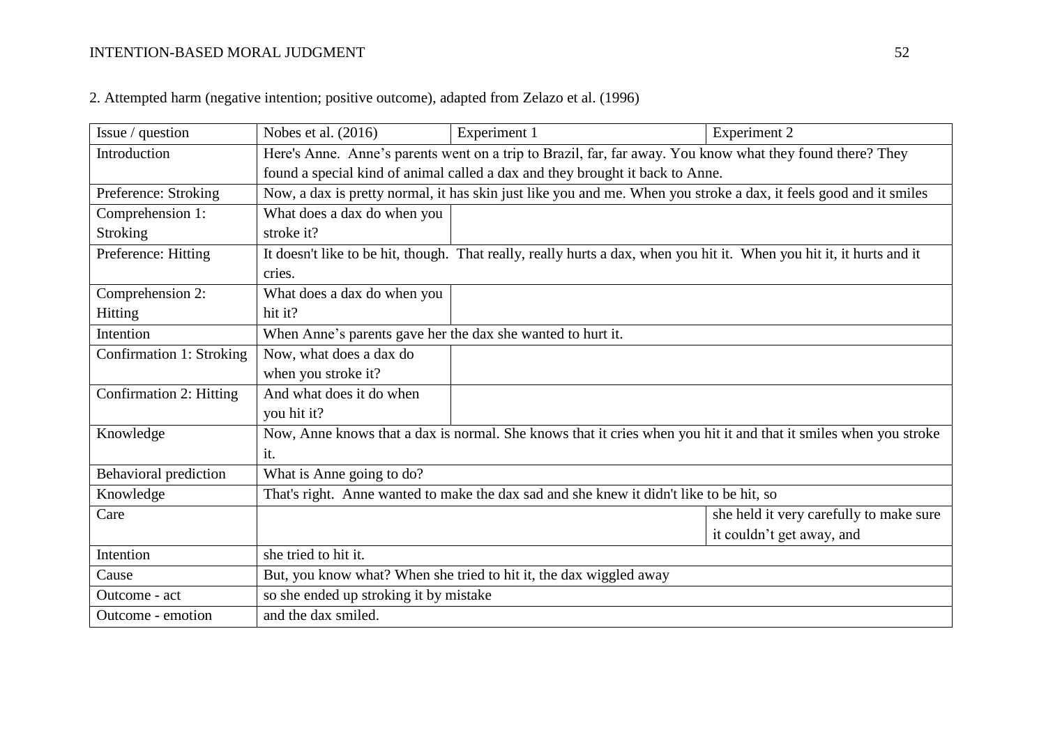2. Attempted harm (negative intention; positive outcome), adapted from Zelazo et al. (1996)

| Issue / question | Nobes et al. (2016) | Experiment 1 | Experiment 2 |
| --- | --- | --- | --- |
| Introduction | Here's Anne. Anne's parents went on a trip to Brazil, far, far away. You know what they found there? They found a special kind of animal called a dax and they brought it back to Anne. | | |
| Preference: Stroking | Now, a dax is pretty normal, it has skin just like you and me. When you stroke a dax, it feels good and it smiles | | |
| Comprehension 1: Stroking | What does a dax do when you stroke it? | | |
| Preference: Hitting | It doesn't like to be hit, though. That really, really hurts a dax, when you hit it. When you hit it, it hurts and it cries. | | |
| Comprehension 2: Hitting | What does a dax do when you hit it? | | |
| Intention | When Anne's parents gave her the dax she wanted to hurt it. | | |
| Confirmation 1: Stroking | Now, what does a dax do when you stroke it? | | |
| Confirmation 2: Hitting | And what does it do when you hit it? | | |
| Knowledge | Now, Anne knows that a dax is normal. She knows that it cries when you hit it and that it smiles when you stroke it. | | |
| Behavioral prediction | What is Anne going to do? | | |
| Knowledge | That's right. Anne wanted to make the dax sad and she knew it didn't like to be hit, so | | |
| Care | | | she held it very carefully to make sure it couldn't get away, and |
| Intention | she tried to hit it. | | |
| Cause | But, you know what? When she tried to hit it, the dax wiggled away | | |
| Outcome - act | so she ended up stroking it by mistake | | |
| Outcome - emotion | and the dax smiled. | | |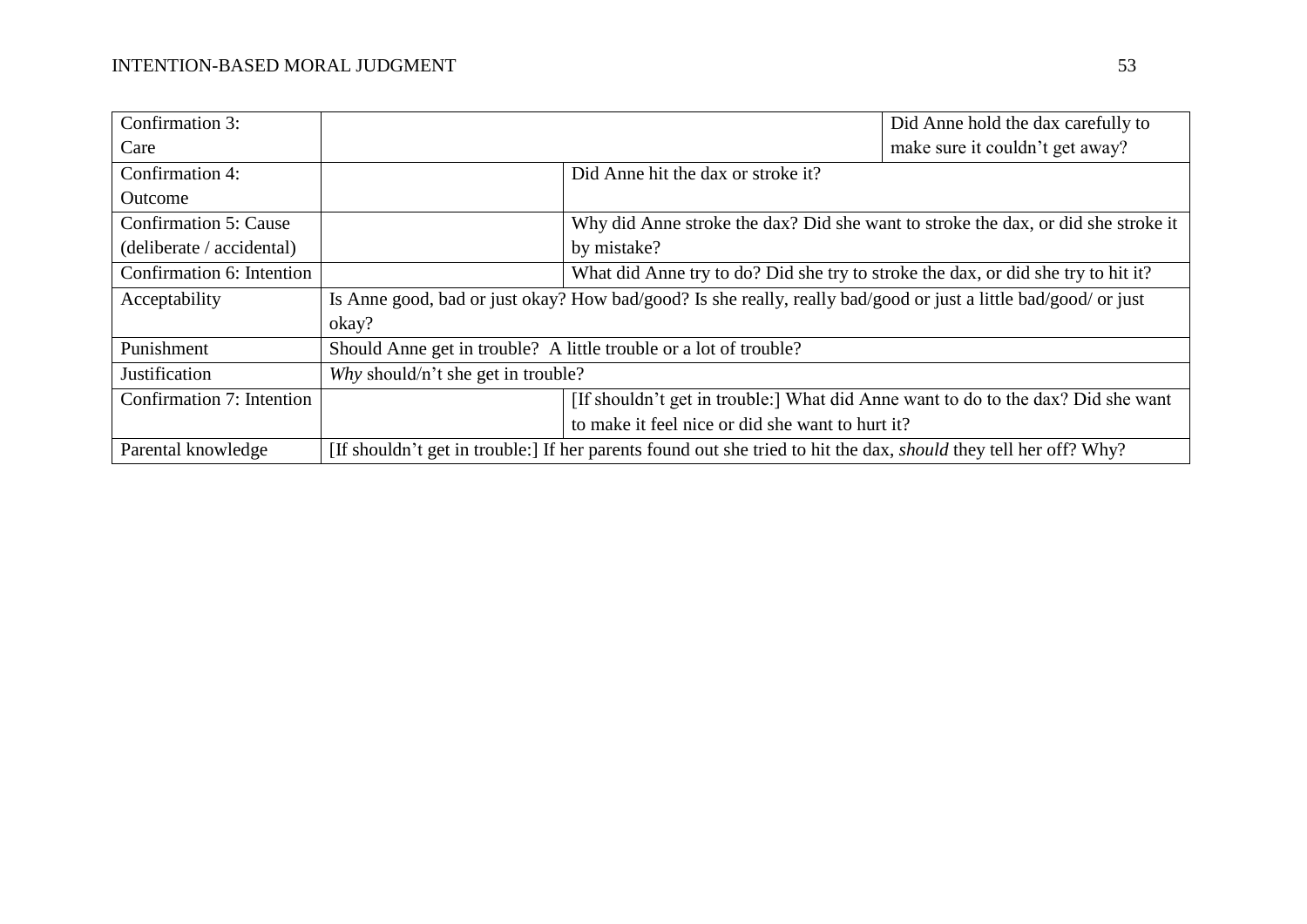| | | | |
|---|---|---|---|
| Confirmation 3: Care | | | Did Anne hold the dax carefully to make sure it couldn’t get away? |
| Confirmation 4: Outcome | | Did Anne hit the dax or stroke it? | |
| Confirmation 5: Cause (deliberate / accidental) | | Why did Anne stroke the dax? Did she want to stroke the dax, or did she stroke it by mistake? | |
| Confirmation 6: Intention | | What did Anne try to do? Did she try to stroke the dax, or did she try to hit it? | |
| Acceptability | Is Anne good, bad or just okay? How bad/good? Is she really, really bad/good or just a little bad/good/ or just okay? | | |
| Punishment | Should Anne get in trouble? A little trouble or a lot of trouble? | | |
| Justification | *Why* should/n’t she get in trouble? | | |
| Confirmation 7: Intention | | [If shouldn’t get in trouble:] What did Anne want to do to the dax? Did she want to make it feel nice or did she want to hurt it? | |
| Parental knowledge | [If shouldn’t get in trouble:] If her parents found out she tried to hit the dax, *should* they tell her off? Why? | | |